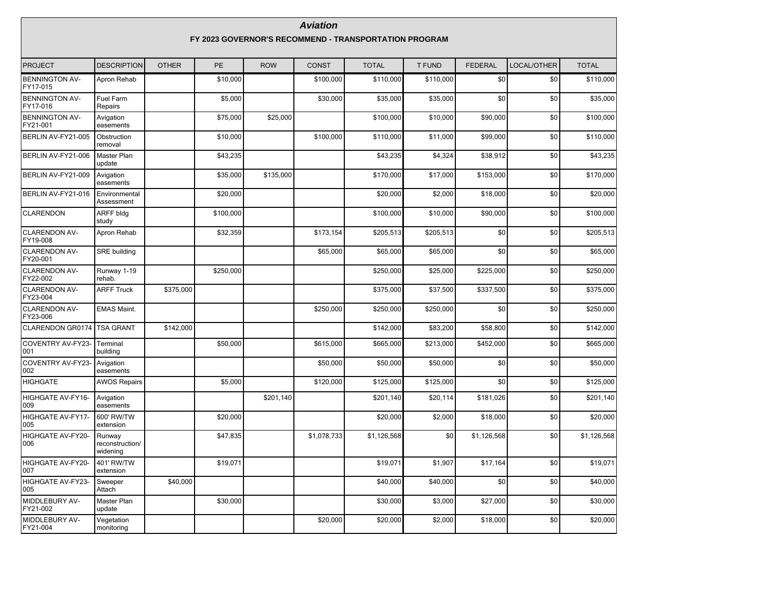# *Aviation*

## FY 2023 GOVERNOR'S RECOMMEND - TRANSPORTATION PROGRAM

| PROJECT | DESCRIPTION | OTHER | PE | ROW | CONST | TOTAL | T FUND | FEDERAL | LOCAL/OTHER | TOTAL |
|---|---|---|---|---|---|---|---|---|---|---|
| BENNINGTON AV-FY17-015 | Apron Rehab | | $10,000 | | $100,000 | $110,000 | $110,000 | $0 | $0 | $110,000 |
| BENNINGTON AV-FY17-016 | Fuel Farm Repairs | | $5,000 | | $30,000 | $35,000 | $35,000 | $0 | $0 | $35,000 |
| BENNINGTON AV-FY21-001 | Avigation easements | | $75,000 | $25,000 | | $100,000 | $10,000 | $90,000 | $0 | $100,000 |
| BERLIN AV-FY21-005 | Obstruction removal | | $10,000 | | $100,000 | $110,000 | $11,000 | $99,000 | $0 | $110,000 |
| BERLIN AV-FY21-006 | Master Plan update | | $43,235 | | | $43,235 | $4,324 | $38,912 | $0 | $43,235 |
| BERLIN AV-FY21-009 | Avigation easements | | $35,000 | $135,000 | | $170,000 | $17,000 | $153,000 | $0 | $170,000 |
| BERLIN AV-FY21-016 | Environmental Assessment | | $20,000 | | | $20,000 | $2,000 | $18,000 | $0 | $20,000 |
| CLARENDON | ARFF bldg study | | $100,000 | | | $100,000 | $10,000 | $90,000 | $0 | $100,000 |
| CLARENDON AV-FY19-008 | Apron Rehab | | $32,359 | | $173,154 | $205,513 | $205,513 | $0 | $0 | $205,513 |
| CLARENDON AV-FY20-001 | SRE building | | | | $65,000 | $65,000 | $65,000 | $0 | $0 | $65,000 |
| CLARENDON AV-FY22-002 | Runway 1-19 rehab. | | $250,000 | | | $250,000 | $25,000 | $225,000 | $0 | $250,000 |
| CLARENDON AV-FY23-004 | ARFF Truck | $375,000 | | | | $375,000 | $37,500 | $337,500 | $0 | $375,000 |
| CLARENDON AV-FY23-006 | EMAS Maint. | | | | $250,000 | $250,000 | $250,000 | $0 | $0 | $250,000 |
| CLARENDON GR0174 | TSA GRANT | $142,000 | | | | $142,000 | $83,200 | $58,800 | $0 | $142,000 |
| COVENTRY AV-FY23-001 | Terminal building | | $50,000 | | $615,000 | $665,000 | $213,000 | $452,000 | $0 | $665,000 |
| COVENTRY AV-FY23-002 | Avigation easements | | | | $50,000 | $50,000 | $50,000 | $0 | $0 | $50,000 |
| HIGHGATE | AWOS Repairs | | $5,000 | | $120,000 | $125,000 | $125,000 | $0 | $0 | $125,000 |
| HIGHGATE AV-FY16-009 | Avigation easements | | | $201,140 | | $201,140 | $20,114 | $181,026 | $0 | $201,140 |
| HIGHGATE AV-FY17-005 | 600' RW/TW extension | | $20,000 | | | $20,000 | $2,000 | $18,000 | $0 | $20,000 |
| HIGHGATE AV-FY20-006 | Runway reconstruction/ widening | | $47,835 | | $1,078,733 | $1,126,568 | $0 | $1,126,568 | $0 | $1,126,568 |
| HIGHGATE AV-FY20-007 | 401' RW/TW extension | | $19,071 | | | $19,071 | $1,907 | $17,164 | $0 | $19,071 |
| HIGHGATE AV-FY23-005 | Sweeper Attach | $40,000 | | | | $40,000 | $40,000 | $0 | $0 | $40,000 |
| MIDDLEBURY AV-FY21-002 | Master Plan update | | $30,000 | | | $30,000 | $3,000 | $27,000 | $0 | $30,000 |
| MIDDLEBURY AV-FY21-004 | Vegetation monitoring | | | | $20,000 | $20,000 | $2,000 | $18,000 | $0 | $20,000 |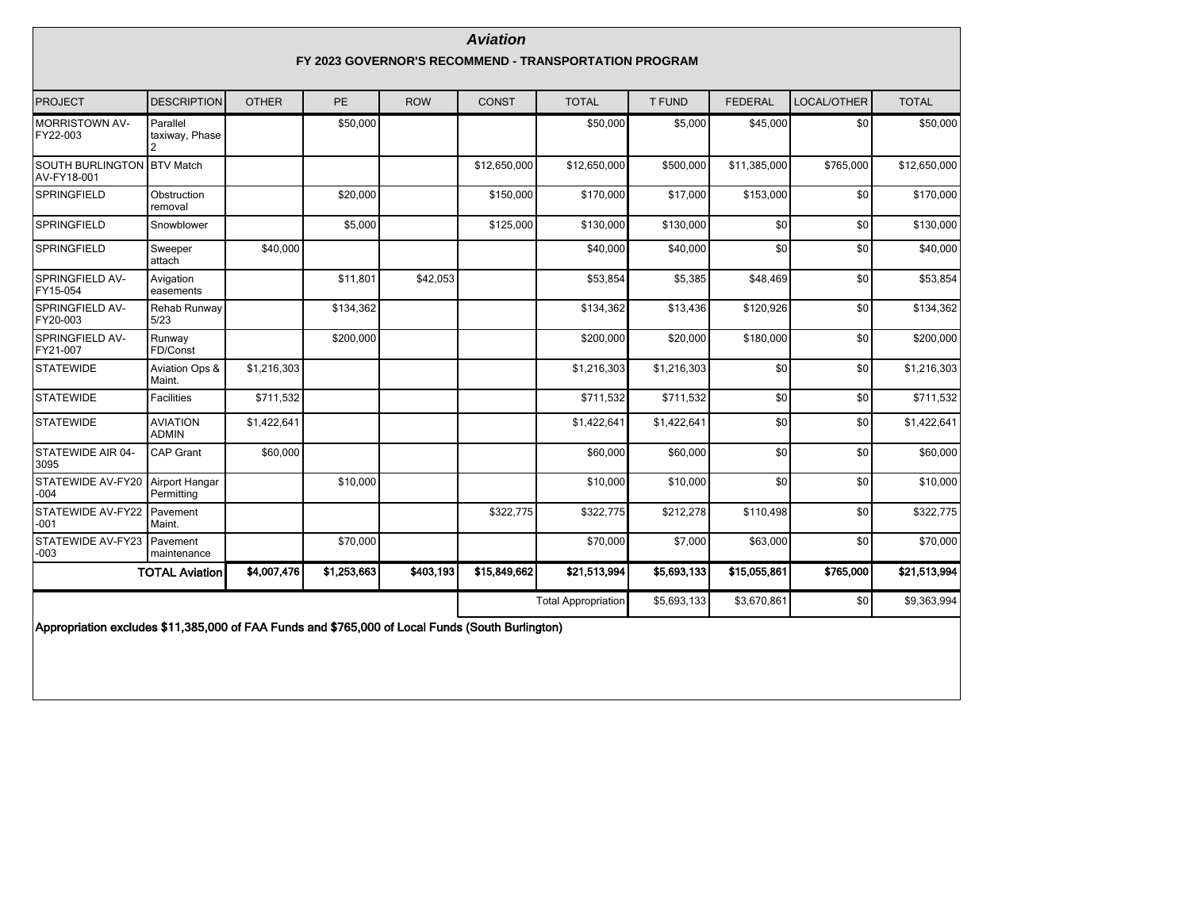# *Aviation*

## FY 2023 GOVERNOR'S RECOMMEND - TRANSPORTATION PROGRAM

| PROJECT | DESCRIPTION | OTHER | PE | ROW | CONST | TOTAL | T FUND | FEDERAL | LOCAL/OTHER | TOTAL |
|---|---|---|---|---|---|---|---|---|---|---|
| MORRISTOWN AV-FY22-003 | Parallel taxiway, Phase 2 | | $50,000 | | | $50,000 | $5,000 | $45,000 | $0 | $50,000 |
| SOUTH BURLINGTON AV-FY18-001 | BTV Match | | | | $12,650,000 | $12,650,000 | $500,000 | $11,385,000 | $765,000 | $12,650,000 |
| SPRINGFIELD | Obstruction removal | | $20,000 | | $150,000 | $170,000 | $17,000 | $153,000 | $0 | $170,000 |
| SPRINGFIELD | Snowblower | | $5,000 | | $125,000 | $130,000 | $130,000 | $0 | $0 | $130,000 |
| SPRINGFIELD | Sweeper attach | $40,000 | | | | $40,000 | $40,000 | $0 | $0 | $40,000 |
| SPRINGFIELD AV-FY15-054 | Avigation easements | | $11,801 | $42,053 | | $53,854 | $5,385 | $48,469 | $0 | $53,854 |
| SPRINGFIELD AV-FY20-003 | Rehab Runway 5/23 | | $134,362 | | | $134,362 | $13,436 | $120,926 | $0 | $134,362 |
| SPRINGFIELD AV-FY21-007 | Runway FD/Const | | $200,000 | | | $200,000 | $20,000 | $180,000 | $0 | $200,000 |
| STATEWIDE | Aviation Ops & Maint. | $1,216,303 | | | | $1,216,303 | $1,216,303 | $0 | $0 | $1,216,303 |
| STATEWIDE | Facilities | $711,532 | | | | $711,532 | $711,532 | $0 | $0 | $711,532 |
| STATEWIDE | AVIATION ADMIN | $1,422,641 | | | | $1,422,641 | $1,422,641 | $0 | $0 | $1,422,641 |
| STATEWIDE AIR 04-3095 | CAP Grant | $60,000 | | | | $60,000 | $60,000 | $0 | $0 | $60,000 |
| STATEWIDE AV-FY20-004 | Airport Hangar Permitting | | $10,000 | | | $10,000 | $10,000 | $0 | $0 | $10,000 |
| STATEWIDE AV-FY22-001 | Pavement Maint. | | | | $322,775 | $322,775 | $212,278 | $110,498 | $0 | $322,775 |
| STATEWIDE AV-FY23-003 | Pavement maintenance | | $70,000 | | | $70,000 | $7,000 | $63,000 | $0 | $70,000 |
| **TOTAL Aviation** | | **$4,007,476** | **$1,253,663** | **$403,193** | **$15,849,662** | **$21,513,994** | **$5,693,133** | **$15,055,861** | **$765,000** | **$21,513,994** |
| | | | | | | Total Appropriation | $5,693,133 | $3,670,861 | $0 | $9,363,994 |

**Appropriation excludes $11,385,000 of FAA Funds and $765,000 of Local Funds (South Burlington)**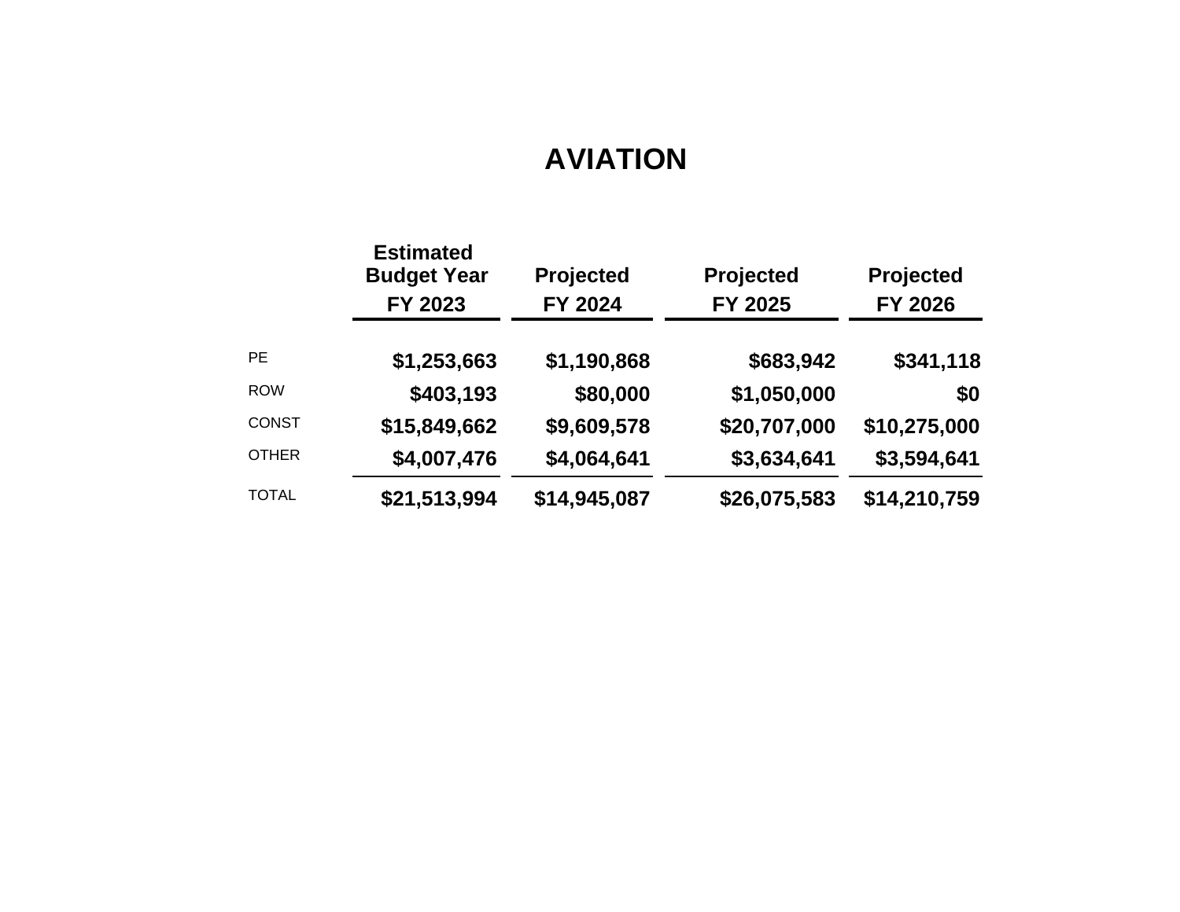# AVIATION

| | Estimated Budget Year FY 2023 | Projected FY 2024 | Projected FY 2025 | Projected FY 2026 |
|---|---|---|---|---|
| PE | **$1,253,663** | **$1,190,868** | **$683,942** | **$341,118** |
| ROW | **$403,193** | **$80,000** | **$1,050,000** | **$0** |
| CONST | **$15,849,662** | **$9,609,578** | **$20,707,000** | **$10,275,000** |
| OTHER | **$4,007,476** | **$4,064,641** | **$3,634,641** | **$3,594,641** |
| TOTAL | **$21,513,994** | **$14,945,087** | **$26,075,583** | **$14,210,759** |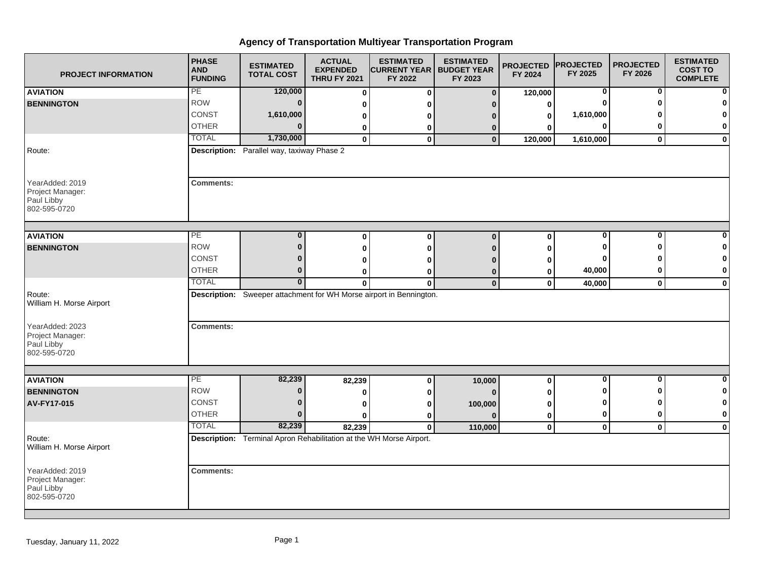# Agency of Transportation Multiyear Transportation Program

| PROJECT INFORMATION | PHASE AND FUNDING | ESTIMATED TOTAL COST | ACTUAL EXPENDED THRU FY 2021 | ESTIMATED CURRENT YEAR FY 2022 | ESTIMATED BUDGET YEAR FY 2023 | PROJECTED FY 2024 | PROJECTED FY 2025 | PROJECTED FY 2026 | ESTIMATED COST TO COMPLETE |
|---|---|---|---|---|---|---|---|---|---|
| **AVIATION** | PE | 120,000 | 0 | 0 | 0 | 120,000 | 0 | 0 | 0 |
| **BENNINGTON** | ROW | 0 | 0 | 0 | 0 | 0 | 0 | 0 | 0 |
| | CONST | 1,610,000 | 0 | 0 | 0 | 0 | 1,610,000 | 0 | 0 |
| | OTHER | 0 | 0 | 0 | 0 | 0 | 0 | 0 | 0 |
| | TOTAL | 1,730,000 | 0 | 0 | 0 | 120,000 | 1,610,000 | 0 | 0 |
| Route: | **Description:** Parallel way, taxiway Phase 2 | | | | | | | | |
| YearAdded: 2019<br>Project Manager:<br>Paul Libby<br>802-595-0720 | **Comments:** | | | | | | | | |
| **AVIATION** | PE | 0 | 0 | 0 | 0 | 0 | 0 | 0 | 0 |
| **BENNINGTON** | ROW | 0 | 0 | 0 | 0 | 0 | 0 | 0 | 0 |
| | CONST | 0 | 0 | 0 | 0 | 0 | 0 | 0 | 0 |
| | OTHER | 0 | 0 | 0 | 0 | 0 | 40,000 | 0 | 0 |
| | TOTAL | 0 | 0 | 0 | 0 | 0 | 40,000 | 0 | 0 |
| Route:<br>William H. Morse Airport | **Description:** Sweeper attachment for WH Morse airport in Bennington. | | | | | | | | |
| YearAdded: 2023<br>Project Manager:<br>Paul Libby<br>802-595-0720 | **Comments:** | | | | | | | | |
| **AVIATION** | PE | 82,239 | 82,239 | 0 | 10,000 | 0 | 0 | 0 | 0 |
| **BENNINGTON** | ROW | 0 | 0 | 0 | 0 | 0 | 0 | 0 | 0 |
| **AV-FY17-015** | CONST | 0 | 0 | 0 | 100,000 | 0 | 0 | 0 | 0 |
| | OTHER | 0 | 0 | 0 | 0 | 0 | 0 | 0 | 0 |
| | TOTAL | 82,239 | 82,239 | 0 | 110,000 | 0 | 0 | 0 | 0 |
| Route:<br>William H. Morse Airport | **Description:** Terminal Apron Rehabilitation at the WH Morse Airport. | | | | | | | | |
| YearAdded: 2019<br>Project Manager:<br>Paul Libby<br>802-595-0720 | **Comments:** | | | | | | | | |

Tuesday, January 11, 2022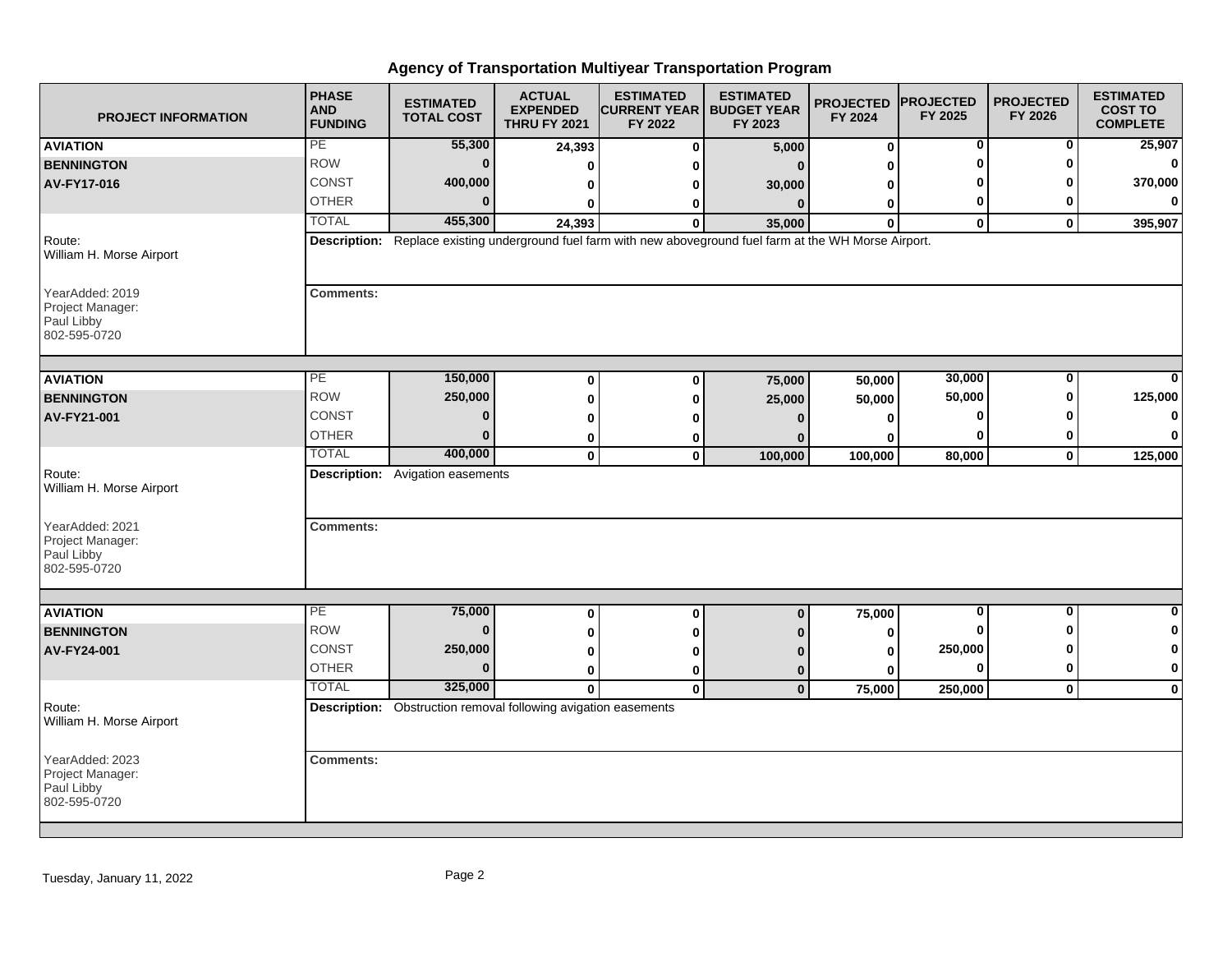# Agency of Transportation Multiyear Transportation Program

| PROJECT INFORMATION | PHASE AND FUNDING | ESTIMATED TOTAL COST | ACTUAL EXPENDED THRU FY 2021 | ESTIMATED CURRENT YEAR FY 2022 | ESTIMATED BUDGET YEAR FY 2023 | PROJECTED FY 2024 | PROJECTED FY 2025 | PROJECTED FY 2026 | ESTIMATED COST TO COMPLETE |
|---|---|---|---|---|---|---|---|---|---|
| **AVIATION** | PE | **55,300** | **24,393** | **0** | **5,000** | **0** | **0** | **0** | **25,907** |
| **BENNINGTON** | ROW | **0** | **0** | **0** | **0** | **0** | **0** | **0** | **0** |
| **AV-FY17-016** | CONST | **400,000** | **0** | **0** | **30,000** | **0** | **0** | **0** | **370,000** |
| | OTHER | **0** | **0** | **0** | **0** | **0** | **0** | **0** | **0** |
| | TOTAL | **455,300** | **24,393** | **0** | **35,000** | **0** | **0** | **0** | **395,907** |
| Route: William H. Morse Airport | **Description:** Replace existing underground fuel farm with new aboveground fuel farm at the WH Morse Airport. | | | | | | | | |
| YearAdded: 2019 Project Manager: Paul Libby 802-595-0720 | **Comments:** | | | | | | | | |
| **AVIATION** | PE | **150,000** | **0** | **0** | **75,000** | **50,000** | **30,000** | **0** | **0** |
| **BENNINGTON** | ROW | **250,000** | **0** | **0** | **25,000** | **50,000** | **50,000** | **0** | **125,000** |
| **AV-FY21-001** | CONST | **0** | **0** | **0** | **0** | **0** | **0** | **0** | **0** |
| | OTHER | **0** | **0** | **0** | **0** | **0** | **0** | **0** | **0** |
| | TOTAL | **400,000** | **0** | **0** | **100,000** | **100,000** | **80,000** | **0** | **125,000** |
| Route: William H. Morse Airport | **Description:** Avigation easements | | | | | | | | |
| YearAdded: 2021 Project Manager: Paul Libby 802-595-0720 | **Comments:** | | | | | | | | |
| **AVIATION** | PE | **75,000** | **0** | **0** | **0** | **75,000** | **0** | **0** | **0** |
| **BENNINGTON** | ROW | **0** | **0** | **0** | **0** | **0** | **0** | **0** | **0** |
| **AV-FY24-001** | CONST | **250,000** | **0** | **0** | **0** | **0** | **250,000** | **0** | **0** |
| | OTHER | **0** | **0** | **0** | **0** | **0** | **0** | **0** | **0** |
| | TOTAL | **325,000** | **0** | **0** | **0** | **75,000** | **250,000** | **0** | **0** |
| Route: William H. Morse Airport | **Description:** Obstruction removal following avigation easements | | | | | | | | |
| YearAdded: 2023 Project Manager: Paul Libby 802-595-0720 | **Comments:** | | | | | | | | |

Tuesday, January 11, 2022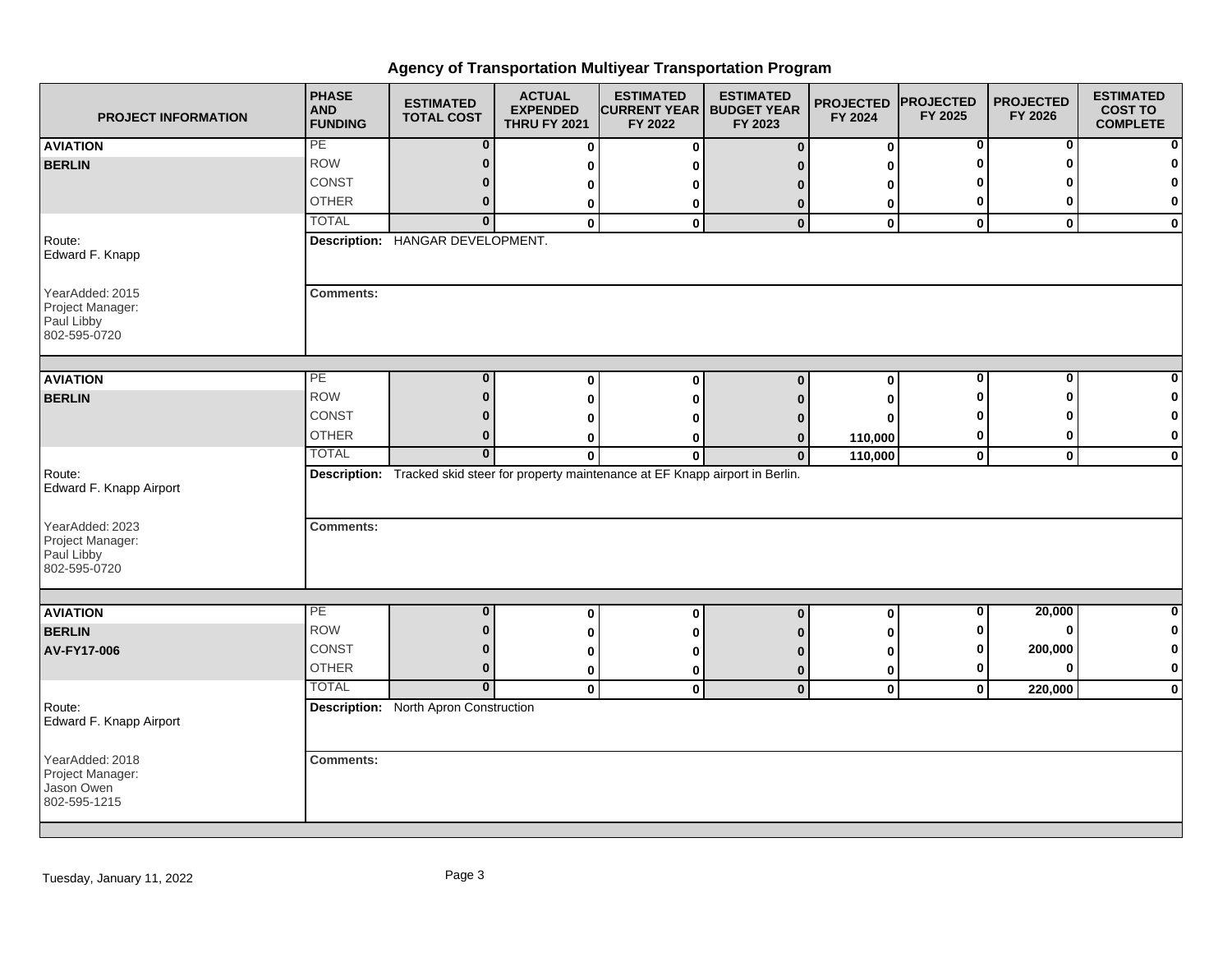# Agency of Transportation Multiyear Transportation Program

| PROJECT INFORMATION | PHASE AND FUNDING | ESTIMATED TOTAL COST | ACTUAL EXPENDED THRU FY 2021 | ESTIMATED CURRENT YEAR FY 2022 | ESTIMATED BUDGET YEAR FY 2023 | PROJECTED FY 2024 | PROJECTED FY 2025 | PROJECTED FY 2026 | ESTIMATED COST TO COMPLETE |
|---|---|---|---|---|---|---|---|---|---|
| **AVIATION** | PE | 0 | 0 | 0 | 0 | 0 | 0 | 0 | 0 |
| **BERLIN** | ROW | 0 | 0 | 0 | 0 | 0 | 0 | 0 | 0 |
| | CONST | 0 | 0 | 0 | 0 | 0 | 0 | 0 | 0 |
| | OTHER | 0 | 0 | 0 | 0 | 0 | 0 | 0 | 0 |
| | TOTAL | 0 | 0 | 0 | 0 | 0 | 0 | 0 | 0 |
| Route: Edward F. Knapp | **Description:** HANGAR DEVELOPMENT. | | | | | | | | |
| YearAdded: 2015<br>Project Manager: Paul Libby 802-595-0720 | **Comments:** | | | | | | | | |

| PROJECT INFORMATION | PHASE AND FUNDING | ESTIMATED TOTAL COST | ACTUAL EXPENDED THRU FY 2021 | ESTIMATED CURRENT YEAR FY 2022 | ESTIMATED BUDGET YEAR FY 2023 | PROJECTED FY 2024 | PROJECTED FY 2025 | PROJECTED FY 2026 | ESTIMATED COST TO COMPLETE |
|---|---|---|---|---|---|---|---|---|---|
| **AVIATION** | PE | 0 | 0 | 0 | 0 | 0 | 0 | 0 | 0 |
| **BERLIN** | ROW | 0 | 0 | 0 | 0 | 0 | 0 | 0 | 0 |
| | CONST | 0 | 0 | 0 | 0 | 0 | 0 | 0 | 0 |
| | OTHER | 0 | 0 | 0 | 0 | 110,000 | 0 | 0 | 0 |
| | TOTAL | 0 | 0 | 0 | 0 | 110,000 | 0 | 0 | 0 |
| Route: Edward F. Knapp Airport | **Description:** Tracked skid steer for property maintenance at EF Knapp airport in Berlin. | | | | | | | | |
| YearAdded: 2023<br>Project Manager: Paul Libby 802-595-0720 | **Comments:** | | | | | | | | |

| PROJECT INFORMATION | PHASE AND FUNDING | ESTIMATED TOTAL COST | ACTUAL EXPENDED THRU FY 2021 | ESTIMATED CURRENT YEAR FY 2022 | ESTIMATED BUDGET YEAR FY 2023 | PROJECTED FY 2024 | PROJECTED FY 2025 | PROJECTED FY 2026 | ESTIMATED COST TO COMPLETE |
|---|---|---|---|---|---|---|---|---|---|
| **AVIATION** | PE | 0 | 0 | 0 | 0 | 0 | 0 | 20,000 | 0 |
| **BERLIN** | ROW | 0 | 0 | 0 | 0 | 0 | 0 | 0 | 0 |
| **AV-FY17-006** | CONST | 0 | 0 | 0 | 0 | 0 | 0 | 200,000 | 0 |
| | OTHER | 0 | 0 | 0 | 0 | 0 | 0 | 0 | 0 |
| | TOTAL | 0 | 0 | 0 | 0 | 0 | 0 | 220,000 | 0 |
| Route: Edward F. Knapp Airport | **Description:** North Apron Construction | | | | | | | | |
| YearAdded: 2018<br>Project Manager: Jason Owen 802-595-1215 | **Comments:** | | | | | | | | |

Tuesday, January 11, 2022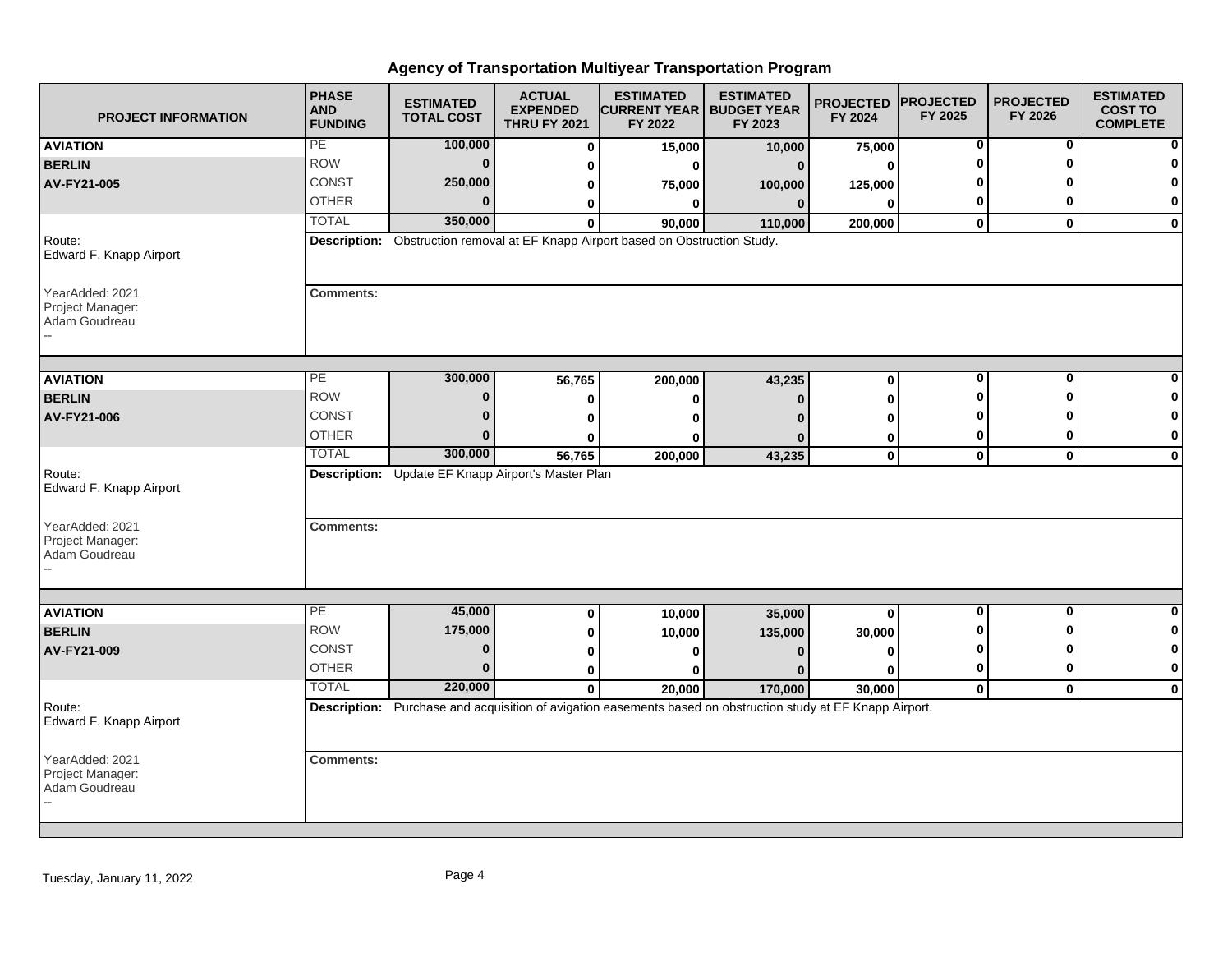# Agency of Transportation Multiyear Transportation Program

| PROJECT INFORMATION | PHASE AND FUNDING | ESTIMATED TOTAL COST | ACTUAL EXPENDED THRU FY 2021 | ESTIMATED CURRENT YEAR FY 2022 | ESTIMATED BUDGET YEAR FY 2023 | PROJECTED FY 2024 | PROJECTED FY 2025 | PROJECTED FY 2026 | ESTIMATED COST TO COMPLETE |
|---|---|---|---|---|---|---|---|---|---|
| **AVIATION** | PE | 100,000 | 0 | 15,000 | 10,000 | 75,000 | 0 | 0 | 0 |
| **BERLIN** | ROW | 0 | 0 | 0 | 0 | 0 | 0 | 0 | 0 |
| **AV-FY21-005** | CONST | 250,000 | 0 | 75,000 | 100,000 | 125,000 | 0 | 0 | 0 |
| | OTHER | 0 | 0 | 0 | 0 | 0 | 0 | 0 | 0 |
| | TOTAL | 350,000 | 0 | 90,000 | 110,000 | 200,000 | 0 | 0 | 0 |
| Route: Edward F. Knapp Airport | **Description:** Obstruction removal at EF Knapp Airport based on Obstruction Study. | | | | | | | | |
| YearAdded: 2021 Project Manager: Adam Goudreau -- | **Comments:** | | | | | | | | |
| **AVIATION** | PE | 300,000 | 56,765 | 200,000 | 43,235 | 0 | 0 | 0 | 0 |
| **BERLIN** | ROW | 0 | 0 | 0 | 0 | 0 | 0 | 0 | 0 |
| **AV-FY21-006** | CONST | 0 | 0 | 0 | 0 | 0 | 0 | 0 | 0 |
| | OTHER | 0 | 0 | 0 | 0 | 0 | 0 | 0 | 0 |
| | TOTAL | 300,000 | 56,765 | 200,000 | 43,235 | 0 | 0 | 0 | 0 |
| Route: Edward F. Knapp Airport | **Description:** Update EF Knapp Airport's Master Plan | | | | | | | | |
| YearAdded: 2021 Project Manager: Adam Goudreau -- | **Comments:** | | | | | | | | |
| **AVIATION** | PE | 45,000 | 0 | 10,000 | 35,000 | 0 | 0 | 0 | 0 |
| **BERLIN** | ROW | 175,000 | 0 | 10,000 | 135,000 | 30,000 | 0 | 0 | 0 |
| **AV-FY21-009** | CONST | 0 | 0 | 0 | 0 | 0 | 0 | 0 | 0 |
| | OTHER | 0 | 0 | 0 | 0 | 0 | 0 | 0 | 0 |
| | TOTAL | 220,000 | 0 | 20,000 | 170,000 | 30,000 | 0 | 0 | 0 |
| Route: Edward F. Knapp Airport | **Description:** Purchase and acquisition of avigation easements based on obstruction study at EF Knapp Airport. | | | | | | | | |
| YearAdded: 2021 Project Manager: Adam Goudreau -- | **Comments:** | | | | | | | | |

Tuesday, January 11, 2022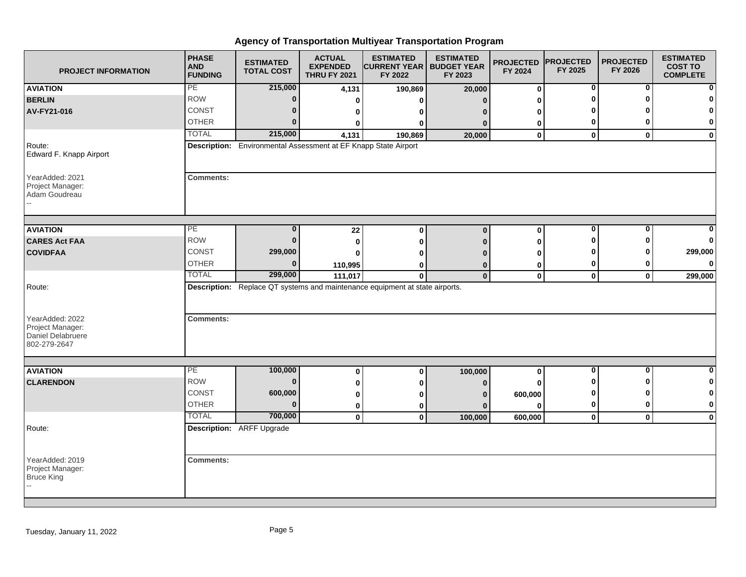# Agency of Transportation Multiyear Transportation Program

| PROJECT INFORMATION | PHASE AND FUNDING | ESTIMATED TOTAL COST | ACTUAL EXPENDED THRU FY 2021 | ESTIMATED CURRENT YEAR FY 2022 | ESTIMATED BUDGET YEAR FY 2023 | PROJECTED FY 2024 | PROJECTED FY 2025 | PROJECTED FY 2026 | ESTIMATED COST TO COMPLETE |
|---|---|---|---|---|---|---|---|---|---|
| **AVIATION** | PE | 215,000 | 4,131 | 190,869 | 20,000 | 0 | 0 | 0 | 0 |
| **BERLIN** | ROW | 0 | 0 | 0 | 0 | 0 | 0 | 0 | 0 |
| **AV-FY21-016** | CONST | 0 | 0 | 0 | 0 | 0 | 0 | 0 | 0 |
| | OTHER | 0 | 0 | 0 | 0 | 0 | 0 | 0 | 0 |
| | TOTAL | 215,000 | 4,131 | 190,869 | 20,000 | 0 | 0 | 0 | 0 |
| Route: Edward F. Knapp Airport | **Description:** Environmental Assessment at EF Knapp State Airport | | | | | | | | |
| YearAdded: 2021 Project Manager: Adam Goudreau -- | **Comments:** | | | | | | | | |
| **AVIATION** | PE | 0 | 22 | 0 | 0 | 0 | 0 | 0 | 0 |
| **CARES Act FAA** | ROW | 0 | 0 | 0 | 0 | 0 | 0 | 0 | 0 |
| **COVIDFAA** | CONST | 299,000 | 0 | 0 | 0 | 0 | 0 | 0 | 299,000 |
| | OTHER | 0 | 110,995 | 0 | 0 | 0 | 0 | 0 | 0 |
| | TOTAL | 299,000 | 111,017 | 0 | 0 | 0 | 0 | 0 | 299,000 |
| Route: | **Description:** Replace QT systems and maintenance equipment at state airports. | | | | | | | | |
| YearAdded: 2022 Project Manager: Daniel Delabruere 802-279-2647 | **Comments:** | | | | | | | | |
| **AVIATION** | PE | 100,000 | 0 | 0 | 100,000 | 0 | 0 | 0 | 0 |
| **CLARENDON** | ROW | 0 | 0 | 0 | 0 | 0 | 0 | 0 | 0 |
| | CONST | 600,000 | 0 | 0 | 0 | 600,000 | 0 | 0 | 0 |
| | OTHER | 0 | 0 | 0 | 0 | 0 | 0 | 0 | 0 |
| | TOTAL | 700,000 | 0 | 0 | 100,000 | 600,000 | 0 | 0 | 0 |
| Route: | **Description:** ARFF Upgrade | | | | | | | | |
| YearAdded: 2019 Project Manager: Bruce King -- | **Comments:** | | | | | | | | |

Tuesday, January 11, 2022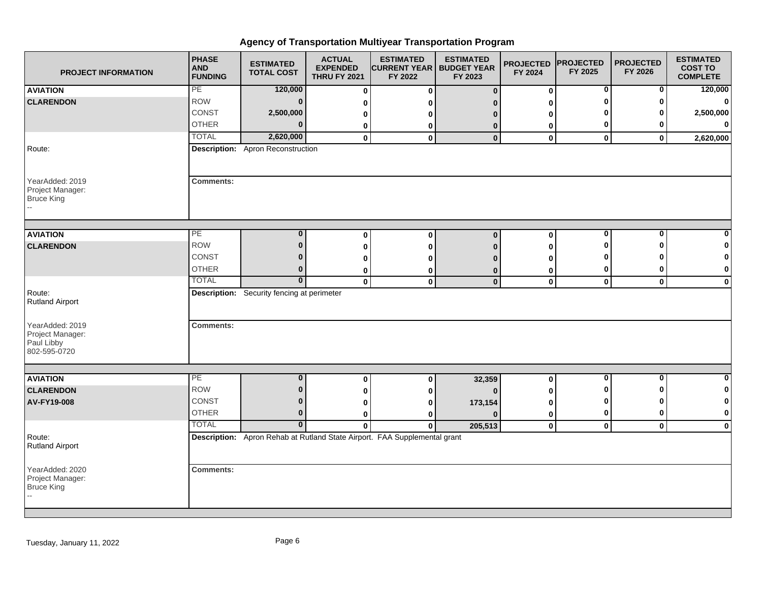# Agency of Transportation Multiyear Transportation Program

| PROJECT INFORMATION | PHASE AND FUNDING | ESTIMATED TOTAL COST | ACTUAL EXPENDED THRU FY 2021 | ESTIMATED CURRENT YEAR FY 2022 | ESTIMATED BUDGET YEAR FY 2023 | PROJECTED FY 2024 | PROJECTED FY 2025 | PROJECTED FY 2026 | ESTIMATED COST TO COMPLETE |
|---|---|---|---|---|---|---|---|---|---|
| **AVIATION** | PE | 120,000 | 0 | 0 | 0 | 0 | 0 | 0 | 120,000 |
| **CLARENDON** | ROW | 0 | 0 | 0 | 0 | 0 | 0 | 0 | 0 |
| | CONST | 2,500,000 | 0 | 0 | 0 | 0 | 0 | 0 | 2,500,000 |
| | OTHER | 0 | 0 | 0 | 0 | 0 | 0 | 0 | 0 |
| | TOTAL | 2,620,000 | 0 | 0 | 0 | 0 | 0 | 0 | 2,620,000 |
| Route: | **Description:** Apron Reconstruction | | | | | | | | |
| YearAdded: 2019<br>Project Manager:<br>Bruce King<br>-- | **Comments:** | | | | | | | | |

| PROJECT INFORMATION | PHASE AND FUNDING | ESTIMATED TOTAL COST | ACTUAL EXPENDED THRU FY 2021 | ESTIMATED CURRENT YEAR FY 2022 | ESTIMATED BUDGET YEAR FY 2023 | PROJECTED FY 2024 | PROJECTED FY 2025 | PROJECTED FY 2026 | ESTIMATED COST TO COMPLETE |
|---|---|---|---|---|---|---|---|---|---|
| **AVIATION** | PE | 0 | 0 | 0 | 0 | 0 | 0 | 0 | 0 |
| **CLARENDON** | ROW | 0 | 0 | 0 | 0 | 0 | 0 | 0 | 0 |
| | CONST | 0 | 0 | 0 | 0 | 0 | 0 | 0 | 0 |
| | OTHER | 0 | 0 | 0 | 0 | 0 | 0 | 0 | 0 |
| | TOTAL | 0 | 0 | 0 | 0 | 0 | 0 | 0 | 0 |
| Route:<br>Rutland Airport | **Description:** Security fencing at perimeter | | | | | | | | |
| YearAdded: 2019<br>Project Manager:<br>Paul Libby<br>802-595-0720 | **Comments:** | | | | | | | | |

| PROJECT INFORMATION | PHASE AND FUNDING | ESTIMATED TOTAL COST | ACTUAL EXPENDED THRU FY 2021 | ESTIMATED CURRENT YEAR FY 2022 | ESTIMATED BUDGET YEAR FY 2023 | PROJECTED FY 2024 | PROJECTED FY 2025 | PROJECTED FY 2026 | ESTIMATED COST TO COMPLETE |
|---|---|---|---|---|---|---|---|---|---|
| **AVIATION** | PE | 0 | 0 | 0 | 32,359 | 0 | 0 | 0 | 0 |
| **CLARENDON** | ROW | 0 | 0 | 0 | 0 | 0 | 0 | 0 | 0 |
| **AV-FY19-008** | CONST | 0 | 0 | 0 | 173,154 | 0 | 0 | 0 | 0 |
| | OTHER | 0 | 0 | 0 | 0 | 0 | 0 | 0 | 0 |
| | TOTAL | 0 | 0 | 0 | 205,513 | 0 | 0 | 0 | 0 |
| Route:<br>Rutland Airport | **Description:** Apron Rehab at Rutland State Airport. FAA Supplemental grant | | | | | | | | |
| YearAdded: 2020<br>Project Manager:<br>Bruce King<br>-- | **Comments:** | | | | | | | | |

Tuesday, January 11, 2022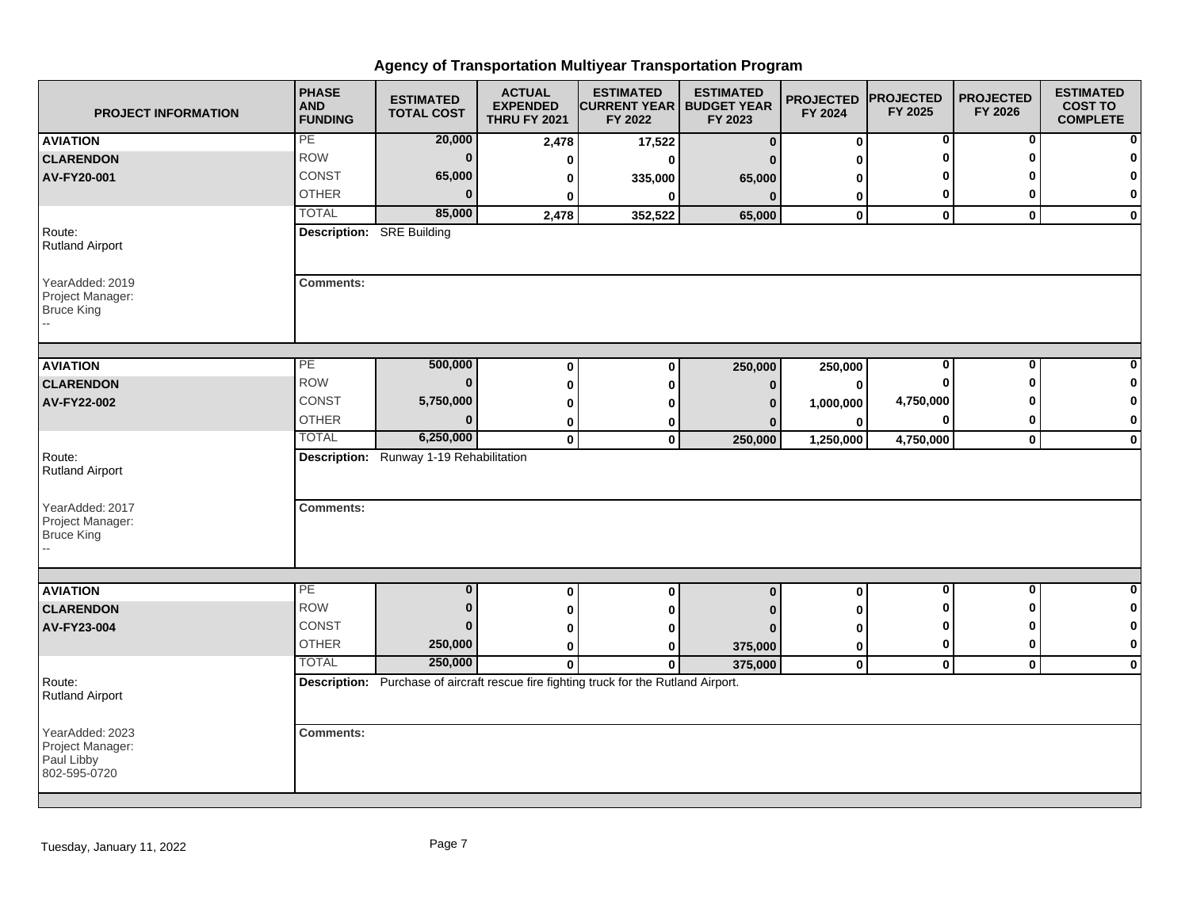# Agency of Transportation Multiyear Transportation Program

| PROJECT INFORMATION | PHASE AND FUNDING | ESTIMATED TOTAL COST | ACTUAL EXPENDED THRU FY 2021 | ESTIMATED CURRENT YEAR FY 2022 | ESTIMATED BUDGET YEAR FY 2023 | PROJECTED FY 2024 | PROJECTED FY 2025 | PROJECTED FY 2026 | ESTIMATED COST TO COMPLETE |
|---|---|---|---|---|---|---|---|---|---|
| **AVIATION** | PE | **20,000** | **2,478** | **17,522** | **0** | **0** | **0** | **0** | **0** |
| **CLARENDON** | ROW | **0** | **0** | **0** | **0** | **0** | **0** | **0** | **0** |
| **AV-FY20-001** | CONST | **65,000** | **0** | **335,000** | **65,000** | **0** | **0** | **0** | **0** |
| | OTHER | **0** | **0** | **0** | **0** | **0** | **0** | **0** | **0** |
| | TOTAL | **85,000** | **2,478** | **352,522** | **65,000** | **0** | **0** | **0** | **0** |
| Route: Rutland Airport | **Description:** SRE Building | | | | | | | | |
| YearAdded: 2019<br>Project Manager:<br>Bruce King<br>-- | **Comments:** | | | | | | | | |
| **AVIATION** | PE | **500,000** | **0** | **0** | **250,000** | **250,000** | **0** | **0** | **0** |
| **CLARENDON** | ROW | **0** | **0** | **0** | **0** | **0** | **0** | **0** | **0** |
| **AV-FY22-002** | CONST | **5,750,000** | **0** | **0** | **0** | **1,000,000** | **4,750,000** | **0** | **0** |
| | OTHER | **0** | **0** | **0** | **0** | **0** | **0** | **0** | **0** |
| | TOTAL | **6,250,000** | **0** | **0** | **250,000** | **1,250,000** | **4,750,000** | **0** | **0** |
| Route: Rutland Airport | **Description:** Runway 1-19 Rehabilitation | | | | | | | | |
| YearAdded: 2017<br>Project Manager:<br>Bruce King<br>-- | **Comments:** | | | | | | | | |
| **AVIATION** | PE | **0** | **0** | **0** | **0** | **0** | **0** | **0** | **0** |
| **CLARENDON** | ROW | **0** | **0** | **0** | **0** | **0** | **0** | **0** | **0** |
| **AV-FY23-004** | CONST | **0** | **0** | **0** | **0** | **0** | **0** | **0** | **0** |
| | OTHER | **250,000** | **0** | **0** | **375,000** | **0** | **0** | **0** | **0** |
| | TOTAL | **250,000** | **0** | **0** | **375,000** | **0** | **0** | **0** | **0** |
| Route: Rutland Airport | **Description:** Purchase of aircraft rescue fire fighting truck for the Rutland Airport. | | | | | | | | |
| YearAdded: 2023<br>Project Manager:<br>Paul Libby<br>802-595-0720 | **Comments:** | | | | | | | | |

Tuesday, January 11, 2022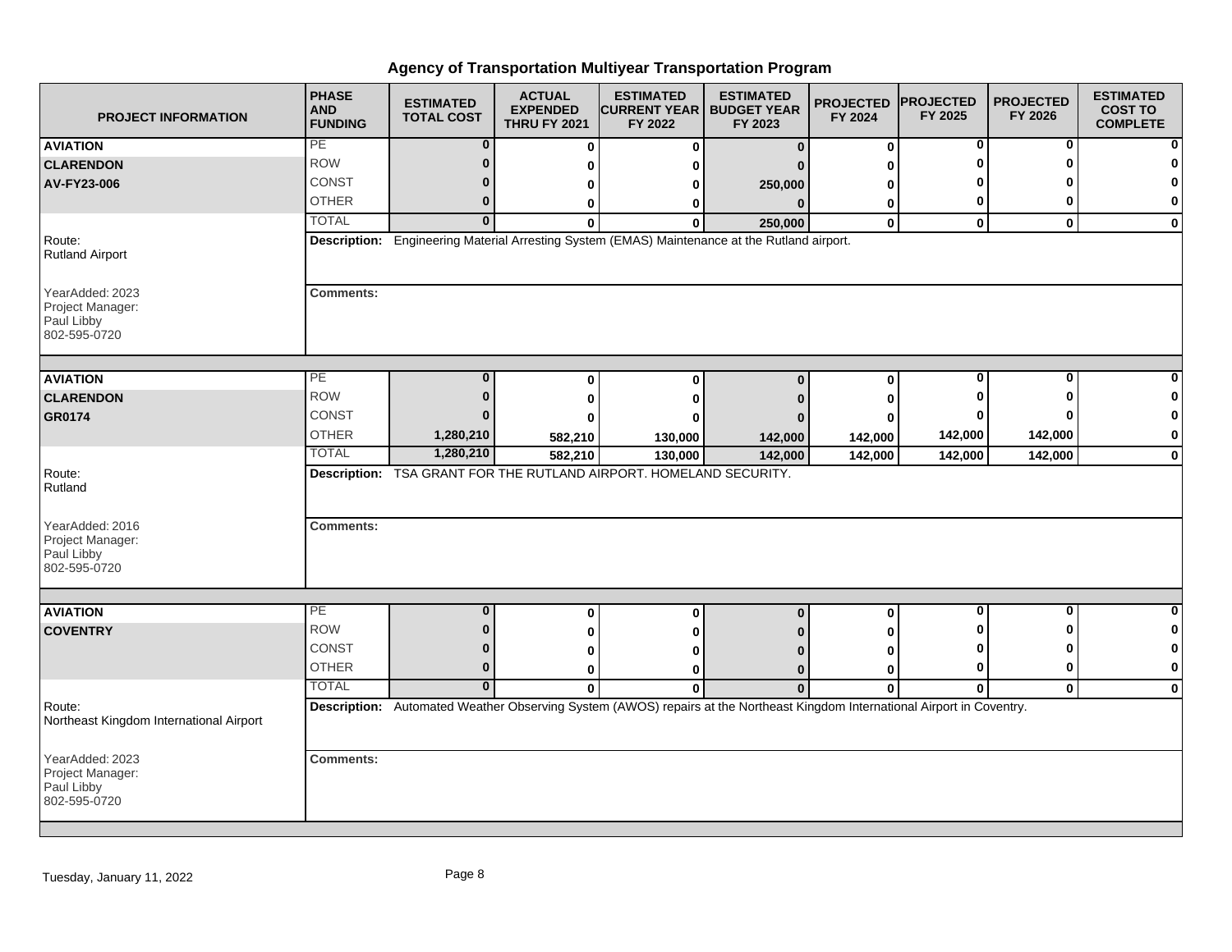# Agency of Transportation Multiyear Transportation Program

| PROJECT INFORMATION | PHASE AND FUNDING | ESTIMATED TOTAL COST | ACTUAL EXPENDED THRU FY 2021 | ESTIMATED CURRENT YEAR FY 2022 | ESTIMATED BUDGET YEAR FY 2023 | PROJECTED FY 2024 | PROJECTED FY 2025 | PROJECTED FY 2026 | ESTIMATED COST TO COMPLETE |
|---|---|---|---|---|---|---|---|---|---|
| **AVIATION** | PE | 0 | 0 | 0 | 0 | 0 | 0 | 0 | 0 |
| **CLARENDON** | ROW | 0 | 0 | 0 | 0 | 0 | 0 | 0 | 0 |
| **AV-FY23-006** | CONST | 0 | 0 | 0 | 250,000 | 0 | 0 | 0 | 0 |
| | OTHER | 0 | 0 | 0 | 0 | 0 | 0 | 0 | 0 |
| | TOTAL | 0 | 0 | 0 | 250,000 | 0 | 0 | 0 | 0 |
| Route: Rutland Airport | **Description:** Engineering Material Arresting System (EMAS) Maintenance at the Rutland airport. | | | | | | | | |
| YearAdded: 2023<br>Project Manager:<br>Paul Libby<br>802-595-0720 | **Comments:** | | | | | | | | |

| PROJECT INFORMATION | PHASE AND FUNDING | ESTIMATED TOTAL COST | ACTUAL EXPENDED THRU FY 2021 | ESTIMATED CURRENT YEAR FY 2022 | ESTIMATED BUDGET YEAR FY 2023 | PROJECTED FY 2024 | PROJECTED FY 2025 | PROJECTED FY 2026 | ESTIMATED COST TO COMPLETE |
|---|---|---|---|---|---|---|---|---|---|
| **AVIATION** | PE | 0 | 0 | 0 | 0 | 0 | 0 | 0 | 0 |
| **CLARENDON** | ROW | 0 | 0 | 0 | 0 | 0 | 0 | 0 | 0 |
| **GR0174** | CONST | 0 | 0 | 0 | 0 | 0 | 0 | 0 | 0 |
| | OTHER | 1,280,210 | 582,210 | 130,000 | 142,000 | 142,000 | 142,000 | 142,000 | 0 |
| | TOTAL | 1,280,210 | 582,210 | 130,000 | 142,000 | 142,000 | 142,000 | 142,000 | 0 |
| Route: Rutland | **Description:** TSA GRANT FOR THE RUTLAND AIRPORT. HOMELAND SECURITY. | | | | | | | | |
| YearAdded: 2016<br>Project Manager:<br>Paul Libby<br>802-595-0720 | **Comments:** | | | | | | | | |

| PROJECT INFORMATION | PHASE AND FUNDING | ESTIMATED TOTAL COST | ACTUAL EXPENDED THRU FY 2021 | ESTIMATED CURRENT YEAR FY 2022 | ESTIMATED BUDGET YEAR FY 2023 | PROJECTED FY 2024 | PROJECTED FY 2025 | PROJECTED FY 2026 | ESTIMATED COST TO COMPLETE |
|---|---|---|---|---|---|---|---|---|---|
| **AVIATION** | PE | 0 | 0 | 0 | 0 | 0 | 0 | 0 | 0 |
| **COVENTRY** | ROW | 0 | 0 | 0 | 0 | 0 | 0 | 0 | 0 |
| | CONST | 0 | 0 | 0 | 0 | 0 | 0 | 0 | 0 |
| | OTHER | 0 | 0 | 0 | 0 | 0 | 0 | 0 | 0 |
| | TOTAL | 0 | 0 | 0 | 0 | 0 | 0 | 0 | 0 |
| Route: Northeast Kingdom International Airport | **Description:** Automated Weather Observing System (AWOS) repairs at the Northeast Kingdom International Airport in Coventry. | | | | | | | | |
| YearAdded: 2023<br>Project Manager:<br>Paul Libby<br>802-595-0720 | **Comments:** | | | | | | | | |

Tuesday, January 11, 2022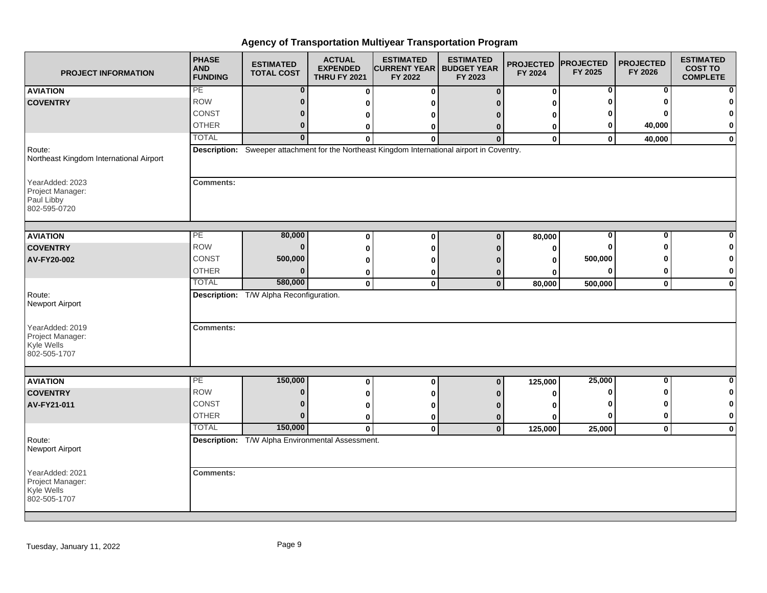# Agency of Transportation Multiyear Transportation Program

| PROJECT INFORMATION | PHASE AND FUNDING | ESTIMATED TOTAL COST | ACTUAL EXPENDED THRU FY 2021 | ESTIMATED CURRENT YEAR FY 2022 | ESTIMATED BUDGET YEAR FY 2023 | PROJECTED FY 2024 | PROJECTED FY 2025 | PROJECTED FY 2026 | ESTIMATED COST TO COMPLETE |
|---|---|---|---|---|---|---|---|---|---|
| **AVIATION** | PE | 0 | 0 | 0 | 0 | 0 | 0 | 0 | 0 |
| **COVENTRY** | ROW | 0 | 0 | 0 | 0 | 0 | 0 | 0 | 0 |
| | CONST | 0 | 0 | 0 | 0 | 0 | 0 | 0 | 0 |
| | OTHER | 0 | 0 | 0 | 0 | 0 | 0 | 40,000 | 0 |
| | TOTAL | 0 | 0 | 0 | 0 | 0 | 0 | 40,000 | 0 |
| Route: Northeast Kingdom International Airport | **Description:** Sweeper attachment for the Northeast Kingdom International airport in Coventry. | | | | | | | | |
| YearAdded: 2023 Project Manager: Paul Libby 802-595-0720 | **Comments:** | | | | | | | | |
| **AVIATION** | PE | 80,000 | 0 | 0 | 0 | 80,000 | 0 | 0 | 0 |
| **COVENTRY** | ROW | 0 | 0 | 0 | 0 | 0 | 0 | 0 | 0 |
| **AV-FY20-002** | CONST | 500,000 | 0 | 0 | 0 | 0 | 500,000 | 0 | 0 |
| | OTHER | 0 | 0 | 0 | 0 | 0 | 0 | 0 | 0 |
| | TOTAL | 580,000 | 0 | 0 | 0 | 80,000 | 500,000 | 0 | 0 |
| Route: Newport Airport | **Description:** T/W Alpha Reconfiguration. | | | | | | | | |
| YearAdded: 2019 Project Manager: Kyle Wells 802-505-1707 | **Comments:** | | | | | | | | |
| **AVIATION** | PE | 150,000 | 0 | 0 | 0 | 125,000 | 25,000 | 0 | 0 |
| **COVENTRY** | ROW | 0 | 0 | 0 | 0 | 0 | 0 | 0 | 0 |
| **AV-FY21-011** | CONST | 0 | 0 | 0 | 0 | 0 | 0 | 0 | 0 |
| | OTHER | 0 | 0 | 0 | 0 | 0 | 0 | 0 | 0 |
| | TOTAL | 150,000 | 0 | 0 | 0 | 125,000 | 25,000 | 0 | 0 |
| Route: Newport Airport | **Description:** T/W Alpha Environmental Assessment. | | | | | | | | |
| YearAdded: 2021 Project Manager: Kyle Wells 802-505-1707 | **Comments:** | | | | | | | | |

Tuesday, January 11, 2022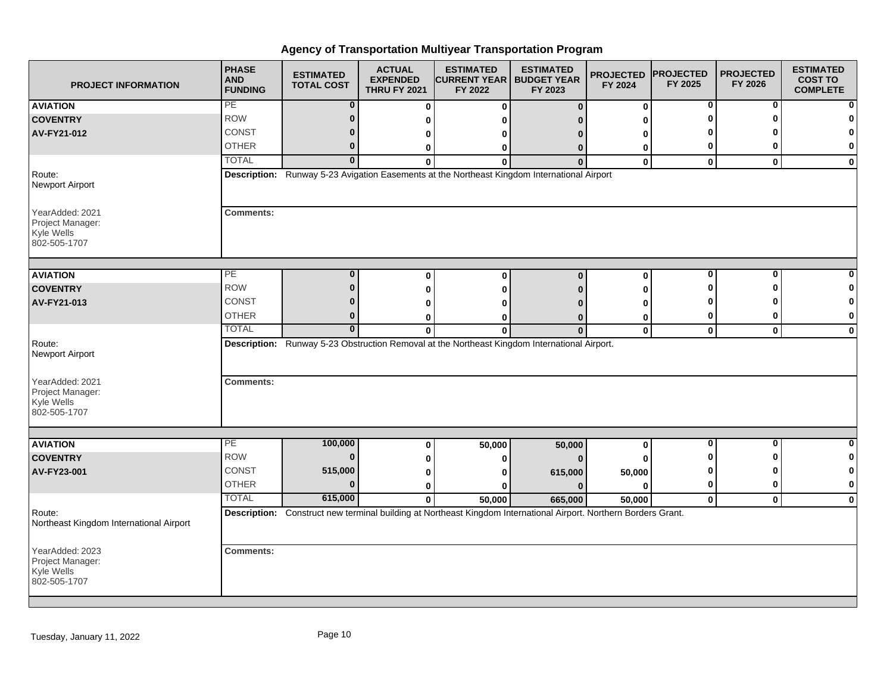# Agency of Transportation Multiyear Transportation Program

| PROJECT INFORMATION | PHASE AND FUNDING | ESTIMATED TOTAL COST | ACTUAL EXPENDED THRU FY 2021 | ESTIMATED CURRENT YEAR FY 2022 | ESTIMATED BUDGET YEAR FY 2023 | PROJECTED FY 2024 | PROJECTED FY 2025 | PROJECTED FY 2026 | ESTIMATED COST TO COMPLETE |
|---|---|---|---|---|---|---|---|---|---|
| **AVIATION** | PE | 0 | 0 | 0 | 0 | 0 | 0 | 0 | 0 |
| **COVENTRY** | ROW | 0 | 0 | 0 | 0 | 0 | 0 | 0 | 0 |
| **AV-FY21-012** | CONST | 0 | 0 | 0 | 0 | 0 | 0 | 0 | 0 |
| | OTHER | 0 | 0 | 0 | 0 | 0 | 0 | 0 | 0 |
| | TOTAL | 0 | 0 | 0 | 0 | 0 | 0 | 0 | 0 |
| Route: Newport Airport | **Description:** Runway 5-23 Avigation Easements at the Northeast Kingdom International Airport | | | | | | | | |
| YearAdded: 2021 Project Manager: Kyle Wells 802-505-1707 | **Comments:** | | | | | | | | |
| **AVIATION** | PE | 0 | 0 | 0 | 0 | 0 | 0 | 0 | 0 |
| **COVENTRY** | ROW | 0 | 0 | 0 | 0 | 0 | 0 | 0 | 0 |
| **AV-FY21-013** | CONST | 0 | 0 | 0 | 0 | 0 | 0 | 0 | 0 |
| | OTHER | 0 | 0 | 0 | 0 | 0 | 0 | 0 | 0 |
| | TOTAL | 0 | 0 | 0 | 0 | 0 | 0 | 0 | 0 |
| Route: Newport Airport | **Description:** Runway 5-23 Obstruction Removal at the Northeast Kingdom International Airport. | | | | | | | | |
| YearAdded: 2021 Project Manager: Kyle Wells 802-505-1707 | **Comments:** | | | | | | | | |
| **AVIATION** | PE | 100,000 | 0 | 50,000 | 50,000 | 0 | 0 | 0 | 0 |
| **COVENTRY** | ROW | 0 | 0 | 0 | 0 | 0 | 0 | 0 | 0 |
| **AV-FY23-001** | CONST | 515,000 | 0 | 0 | 615,000 | 50,000 | 0 | 0 | 0 |
| | OTHER | 0 | 0 | 0 | 0 | 0 | 0 | 0 | 0 |
| | TOTAL | 615,000 | 0 | 50,000 | 665,000 | 50,000 | 0 | 0 | 0 |
| Route: Northeast Kingdom International Airport | **Description:** Construct new terminal building at Northeast Kingdom International Airport. Northern Borders Grant. | | | | | | | | |
| YearAdded: 2023 Project Manager: Kyle Wells 802-505-1707 | **Comments:** | | | | | | | | |

Tuesday, January 11, 2022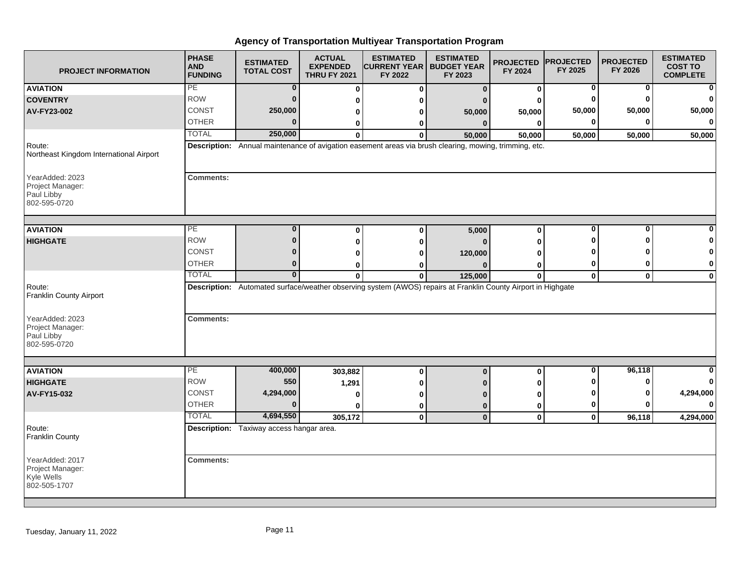# Agency of Transportation Multiyear Transportation Program

| PROJECT INFORMATION | PHASE AND FUNDING | ESTIMATED TOTAL COST | ACTUAL EXPENDED THRU FY 2021 | ESTIMATED CURRENT YEAR FY 2022 | ESTIMATED BUDGET YEAR FY 2023 | PROJECTED FY 2024 | PROJECTED FY 2025 | PROJECTED FY 2026 | ESTIMATED COST TO COMPLETE |
|---|---|---|---|---|---|---|---|---|---|
| **AVIATION** | PE | 0 | 0 | 0 | 0 | 0 | 0 | 0 | 0 |
| **COVENTRY** | ROW | 0 | 0 | 0 | 0 | 0 | 0 | 0 | 0 |
| **AV-FY23-002** | CONST | 250,000 | 0 | 0 | 50,000 | 50,000 | 50,000 | 50,000 | 50,000 |
| | OTHER | 0 | 0 | 0 | 0 | 0 | 0 | 0 | 0 |
| | TOTAL | 250,000 | 0 | 0 | 50,000 | 50,000 | 50,000 | 50,000 | 50,000 |
| Route: Northeast Kingdom International Airport | **Description:** Annual maintenance of avigation easement areas via brush clearing, mowing, trimming, etc. | | | | | | | | |
| YearAdded: 2023<br>Project Manager:<br>Paul Libby<br>802-595-0720 | **Comments:** | | | | | | | | |

| PROJECT INFORMATION | PHASE AND FUNDING | ESTIMATED TOTAL COST | ACTUAL EXPENDED THRU FY 2021 | ESTIMATED CURRENT YEAR FY 2022 | ESTIMATED BUDGET YEAR FY 2023 | PROJECTED FY 2024 | PROJECTED FY 2025 | PROJECTED FY 2026 | ESTIMATED COST TO COMPLETE |
|---|---|---|---|---|---|---|---|---|---|
| **AVIATION** | PE | 0 | 0 | 0 | 5,000 | 0 | 0 | 0 | 0 |
| **HIGHGATE** | ROW | 0 | 0 | 0 | 0 | 0 | 0 | 0 | 0 |
| | CONST | 0 | 0 | 0 | 120,000 | 0 | 0 | 0 | 0 |
| | OTHER | 0 | 0 | 0 | 0 | 0 | 0 | 0 | 0 |
| | TOTAL | 0 | 0 | 0 | 125,000 | 0 | 0 | 0 | 0 |
| Route: Franklin County Airport | **Description:** Automated surface/weather observing system (AWOS) repairs at Franklin County Airport in Highgate | | | | | | | | |
| YearAdded: 2023<br>Project Manager:<br>Paul Libby<br>802-595-0720 | **Comments:** | | | | | | | | |

| PROJECT INFORMATION | PHASE AND FUNDING | ESTIMATED TOTAL COST | ACTUAL EXPENDED THRU FY 2021 | ESTIMATED CURRENT YEAR FY 2022 | ESTIMATED BUDGET YEAR FY 2023 | PROJECTED FY 2024 | PROJECTED FY 2025 | PROJECTED FY 2026 | ESTIMATED COST TO COMPLETE |
|---|---|---|---|---|---|---|---|---|---|
| **AVIATION** | PE | 400,000 | 303,882 | 0 | 0 | 0 | 0 | 96,118 | 0 |
| **HIGHGATE** | ROW | 550 | 1,291 | 0 | 0 | 0 | 0 | 0 | 0 |
| **AV-FY15-032** | CONST | 4,294,000 | 0 | 0 | 0 | 0 | 0 | 0 | 4,294,000 |
| | OTHER | 0 | 0 | 0 | 0 | 0 | 0 | 0 | 0 |
| | TOTAL | 4,694,550 | 305,172 | 0 | 0 | 0 | 0 | 96,118 | 4,294,000 |
| Route: Franklin County | **Description:** Taxiway access hangar area. | | | | | | | | |
| YearAdded: 2017<br>Project Manager:<br>Kyle Wells<br>802-505-1707 | **Comments:** | | | | | | | | |

Tuesday, January 11, 2022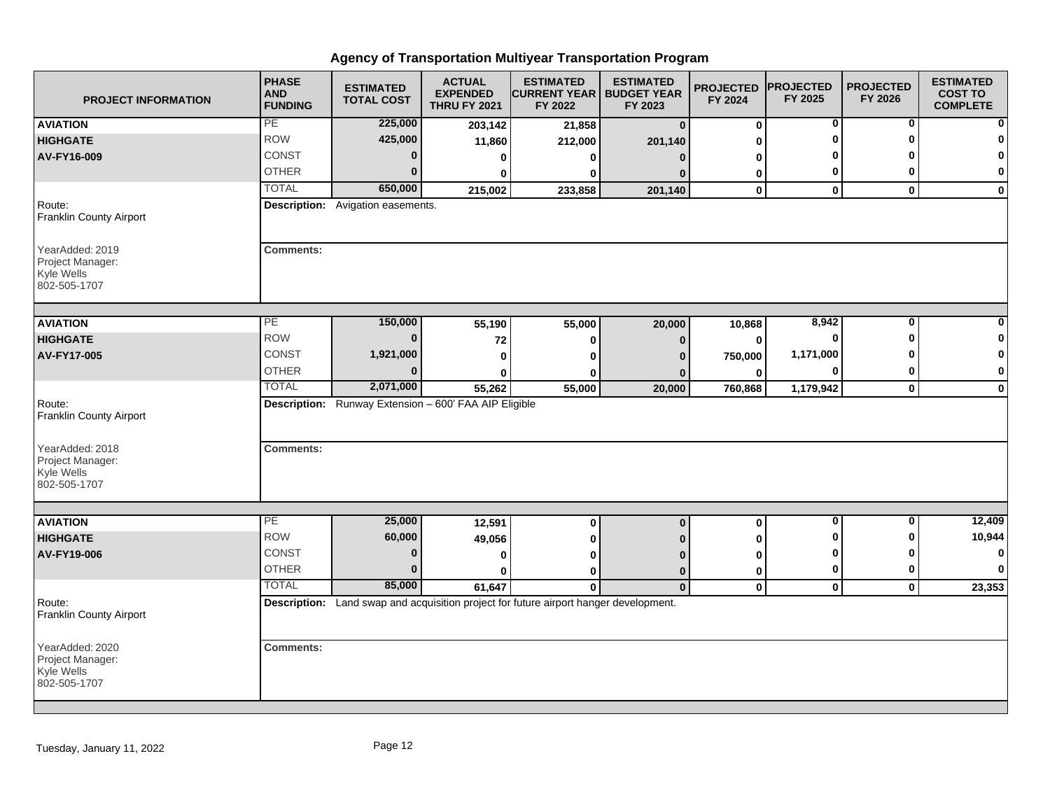# Agency of Transportation Multiyear Transportation Program

| PROJECT INFORMATION | PHASE AND FUNDING | ESTIMATED TOTAL COST | ACTUAL EXPENDED THRU FY 2021 | ESTIMATED CURRENT YEAR FY 2022 | ESTIMATED BUDGET YEAR FY 2023 | PROJECTED FY 2024 | PROJECTED FY 2025 | PROJECTED FY 2026 | ESTIMATED COST TO COMPLETE |
|---|---|---|---|---|---|---|---|---|---|
| **AVIATION** | PE | 225,000 | 203,142 | 21,858 | 0 | 0 | 0 | 0 | 0 |
| **HIGHGATE** | ROW | 425,000 | 11,860 | 212,000 | 201,140 | 0 | 0 | 0 | 0 |
| **AV-FY16-009** | CONST | 0 | 0 | 0 | 0 | 0 | 0 | 0 | 0 |
| | OTHER | 0 | 0 | 0 | 0 | 0 | 0 | 0 | 0 |
| | TOTAL | 650,000 | 215,002 | 233,858 | 201,140 | 0 | 0 | 0 | 0 |
| Route: Franklin County Airport | **Description:** Avigation easements. | | | | | | | | |
| YearAdded: 2019<br>Project Manager:<br>Kyle Wells<br>802-505-1707 | **Comments:** | | | | | | | | |
| **AVIATION** | PE | 150,000 | 55,190 | 55,000 | 20,000 | 10,868 | 8,942 | 0 | 0 |
| **HIGHGATE** | ROW | 0 | 72 | 0 | 0 | 0 | 0 | 0 | 0 |
| **AV-FY17-005** | CONST | 1,921,000 | 0 | 0 | 0 | 750,000 | 1,171,000 | 0 | 0 |
| | OTHER | 0 | 0 | 0 | 0 | 0 | 0 | 0 | 0 |
| | TOTAL | 2,071,000 | 55,262 | 55,000 | 20,000 | 760,868 | 1,179,942 | 0 | 0 |
| Route: Franklin County Airport | **Description:** Runway Extension – 600' FAA AIP Eligible | | | | | | | | |
| YearAdded: 2018<br>Project Manager:<br>Kyle Wells<br>802-505-1707 | **Comments:** | | | | | | | | |
| **AVIATION** | PE | 25,000 | 12,591 | 0 | 0 | 0 | 0 | 0 | 12,409 |
| **HIGHGATE** | ROW | 60,000 | 49,056 | 0 | 0 | 0 | 0 | 0 | 10,944 |
| **AV-FY19-006** | CONST | 0 | 0 | 0 | 0 | 0 | 0 | 0 | 0 |
| | OTHER | 0 | 0 | 0 | 0 | 0 | 0 | 0 | 0 |
| | TOTAL | 85,000 | 61,647 | 0 | 0 | 0 | 0 | 0 | 23,353 |
| Route: Franklin County Airport | **Description:** Land swap and acquisition project for future airport hanger development. | | | | | | | | |
| YearAdded: 2020<br>Project Manager:<br>Kyle Wells<br>802-505-1707 | **Comments:** | | | | | | | | |

Tuesday, January 11, 2022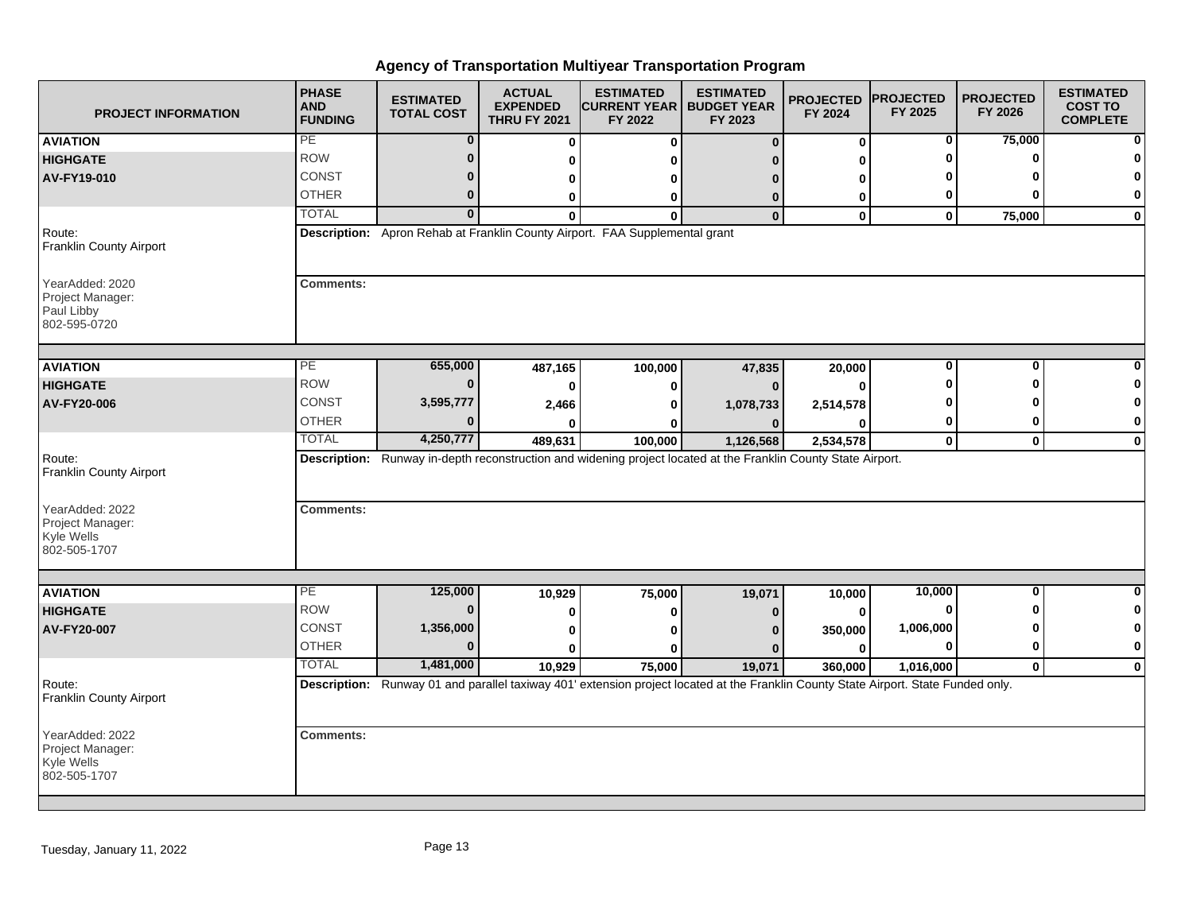# Agency of Transportation Multiyear Transportation Program

| PROJECT INFORMATION | PHASE AND FUNDING | ESTIMATED TOTAL COST | ACTUAL EXPENDED THRU FY 2021 | ESTIMATED CURRENT YEAR FY 2022 | ESTIMATED BUDGET YEAR FY 2023 | PROJECTED FY 2024 | PROJECTED FY 2025 | PROJECTED FY 2026 | ESTIMATED COST TO COMPLETE |
|---|---|---|---|---|---|---|---|---|---|
| **AVIATION** | PE | **0** | **0** | **0** | **0** | **0** | **0** | **75,000** | **0** |
| **HIGHGATE** | ROW | **0** | **0** | **0** | **0** | **0** | **0** | **0** | **0** |
| **AV-FY19-010** | CONST | **0** | **0** | **0** | **0** | **0** | **0** | **0** | **0** |
| | OTHER | **0** | **0** | **0** | **0** | **0** | **0** | **0** | **0** |
| | TOTAL | **0** | **0** | **0** | **0** | **0** | **0** | **75,000** | **0** |
| Route: Franklin County Airport | **Description:** Apron Rehab at Franklin County Airport. FAA Supplemental grant | | | | | | | | |
| YearAdded: 2020 Project Manager: Paul Libby 802-595-0720 | **Comments:** | | | | | | | | |
| **AVIATION** | PE | **655,000** | **487,165** | **100,000** | **47,835** | **20,000** | **0** | **0** | **0** |
| **HIGHGATE** | ROW | **0** | **0** | **0** | **0** | **0** | **0** | **0** | **0** |
| **AV-FY20-006** | CONST | **3,595,777** | **2,466** | **0** | **1,078,733** | **2,514,578** | **0** | **0** | **0** |
| | OTHER | **0** | **0** | **0** | **0** | **0** | **0** | **0** | **0** |
| | TOTAL | **4,250,777** | **489,631** | **100,000** | **1,126,568** | **2,534,578** | **0** | **0** | **0** |
| Route: Franklin County Airport | **Description:** Runway in-depth reconstruction and widening project located at the Franklin County State Airport. | | | | | | | | |
| YearAdded: 2022 Project Manager: Kyle Wells 802-505-1707 | **Comments:** | | | | | | | | |
| **AVIATION** | PE | **125,000** | **10,929** | **75,000** | **19,071** | **10,000** | **10,000** | **0** | **0** |
| **HIGHGATE** | ROW | **0** | **0** | **0** | **0** | **0** | **0** | **0** | **0** |
| **AV-FY20-007** | CONST | **1,356,000** | **0** | **0** | **0** | **350,000** | **1,006,000** | **0** | **0** |
| | OTHER | **0** | **0** | **0** | **0** | **0** | **0** | **0** | **0** |
| | TOTAL | **1,481,000** | **10,929** | **75,000** | **19,071** | **360,000** | **1,016,000** | **0** | **0** |
| Route: Franklin County Airport | **Description:** Runway 01 and parallel taxiway 401' extension project located at the Franklin County State Airport. State Funded only. | | | | | | | | |
| YearAdded: 2022 Project Manager: Kyle Wells 802-505-1707 | **Comments:** | | | | | | | | |

Tuesday, January 11, 2022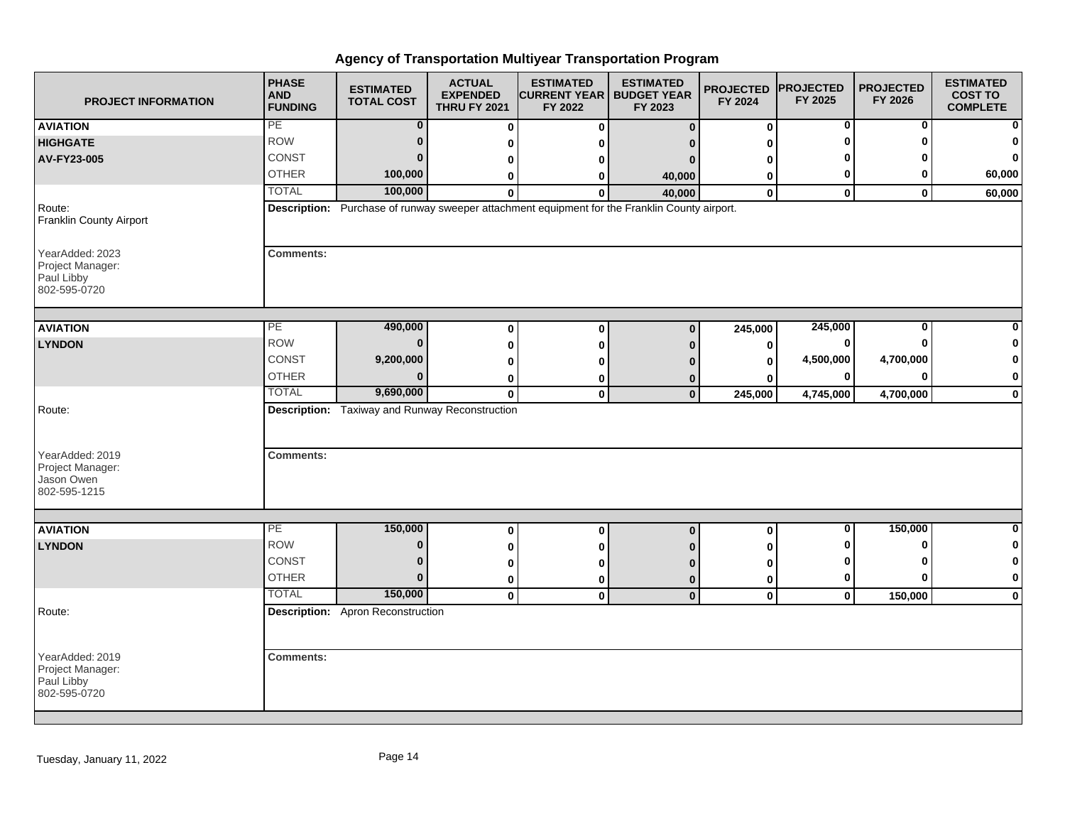# Agency of Transportation Multiyear Transportation Program

| PROJECT INFORMATION | PHASE AND FUNDING | ESTIMATED TOTAL COST | ACTUAL EXPENDED THRU FY 2021 | ESTIMATED CURRENT YEAR FY 2022 | ESTIMATED BUDGET YEAR FY 2023 | PROJECTED FY 2024 | PROJECTED FY 2025 | PROJECTED FY 2026 | ESTIMATED COST TO COMPLETE |
|---|---|---|---|---|---|---|---|---|---|
| **AVIATION** | PE | 0 | 0 | 0 | 0 | 0 | 0 | 0 | 0 |
| **HIGHGATE** | ROW | 0 | 0 | 0 | 0 | 0 | 0 | 0 | 0 |
| **AV-FY23-005** | CONST | 0 | 0 | 0 | 0 | 0 | 0 | 0 | 0 |
| | OTHER | 100,000 | 0 | 0 | 40,000 | 0 | 0 | 0 | 60,000 |
| | TOTAL | 100,000 | 0 | 0 | 40,000 | 0 | 0 | 0 | 60,000 |
| Route: Franklin County Airport | **Description:** Purchase of runway sweeper attachment equipment for the Franklin County airport. | | | | | | | | |
| YearAdded: 2023 Project Manager: Paul Libby 802-595-0720 | **Comments:** | | | | | | | | |
| **AVIATION** | PE | 490,000 | 0 | 0 | 0 | 245,000 | 245,000 | 0 | 0 |
| **LYNDON** | ROW | 0 | 0 | 0 | 0 | 0 | 0 | 0 | 0 |
| | CONST | 9,200,000 | 0 | 0 | 0 | 0 | 4,500,000 | 4,700,000 | 0 |
| | OTHER | 0 | 0 | 0 | 0 | 0 | 0 | 0 | 0 |
| | TOTAL | 9,690,000 | 0 | 0 | 0 | 245,000 | 4,745,000 | 4,700,000 | 0 |
| Route: | **Description:** Taxiway and Runway Reconstruction | | | | | | | | |
| YearAdded: 2019 Project Manager: Jason Owen 802-595-1215 | **Comments:** | | | | | | | | |
| **AVIATION** | PE | 150,000 | 0 | 0 | 0 | 0 | 0 | 150,000 | 0 |
| **LYNDON** | ROW | 0 | 0 | 0 | 0 | 0 | 0 | 0 | 0 |
| | CONST | 0 | 0 | 0 | 0 | 0 | 0 | 0 | 0 |
| | OTHER | 0 | 0 | 0 | 0 | 0 | 0 | 0 | 0 |
| | TOTAL | 150,000 | 0 | 0 | 0 | 0 | 0 | 150,000 | 0 |
| Route: | **Description:** Apron Reconstruction | | | | | | | | |
| YearAdded: 2019 Project Manager: Paul Libby 802-595-0720 | **Comments:** | | | | | | | | |

Tuesday, January 11, 2022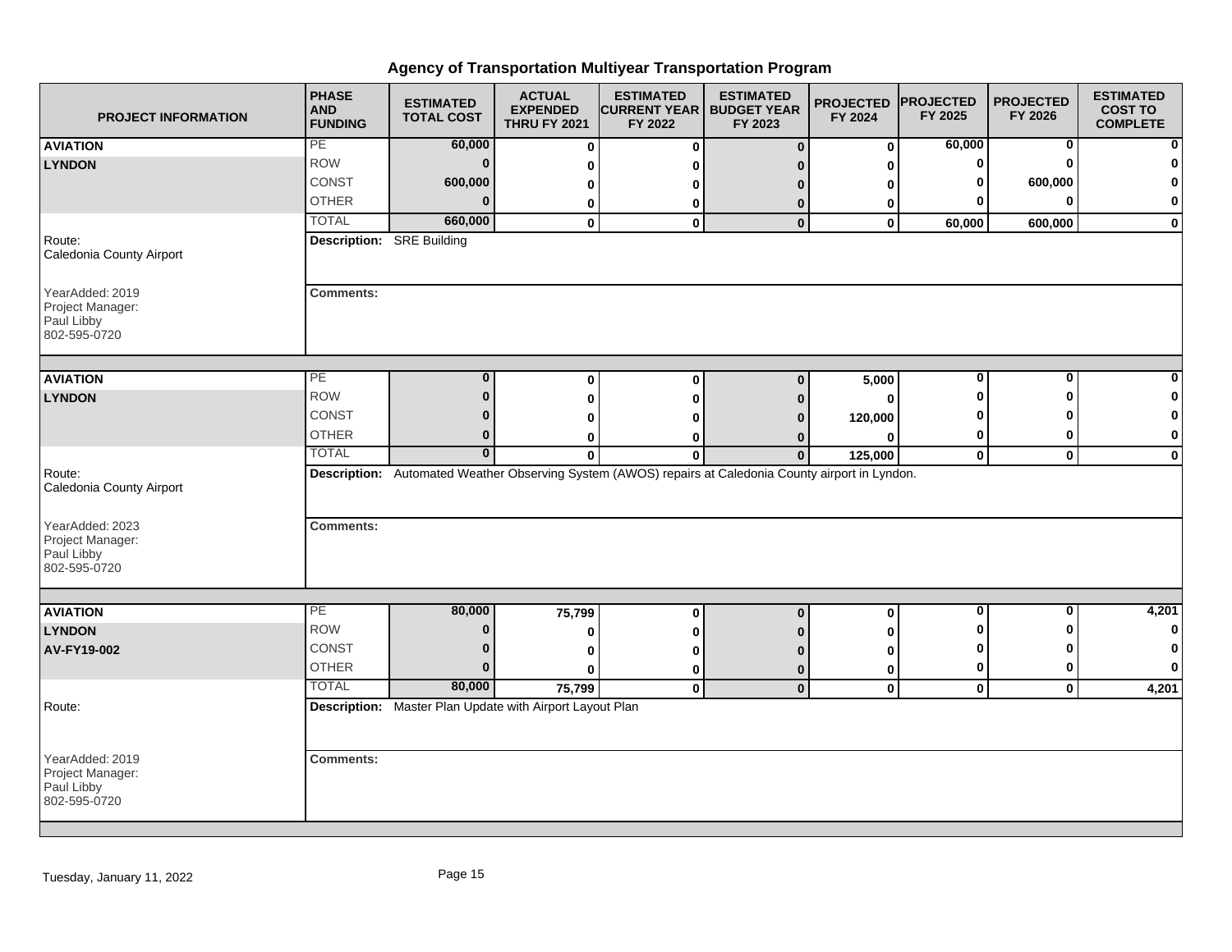# Agency of Transportation Multiyear Transportation Program

| PROJECT INFORMATION | PHASE AND FUNDING | ESTIMATED TOTAL COST | ACTUAL EXPENDED THRU FY 2021 | ESTIMATED CURRENT YEAR FY 2022 | ESTIMATED BUDGET YEAR FY 2023 | PROJECTED FY 2024 | PROJECTED FY 2025 | PROJECTED FY 2026 | ESTIMATED COST TO COMPLETE |
|---|---|---|---|---|---|---|---|---|---|
| **AVIATION** | PE | 60,000 | 0 | 0 | 0 | 0 | 60,000 | 0 | 0 |
| **LYNDON** | ROW | 0 | 0 | 0 | 0 | 0 | 0 | 0 | 0 |
| | CONST | 600,000 | 0 | 0 | 0 | 0 | 0 | 600,000 | 0 |
| | OTHER | 0 | 0 | 0 | 0 | 0 | 0 | 0 | 0 |
| | TOTAL | 660,000 | 0 | 0 | 0 | 0 | 60,000 | 600,000 | 0 |
| Route: Caledonia County Airport | **Description:** SRE Building | | | | | | | | |
| YearAdded: 2019 Project Manager: Paul Libby 802-595-0720 | **Comments:** | | | | | | | | |

| PROJECT INFORMATION | PHASE AND FUNDING | ESTIMATED TOTAL COST | ACTUAL EXPENDED THRU FY 2021 | ESTIMATED CURRENT YEAR FY 2022 | ESTIMATED BUDGET YEAR FY 2023 | PROJECTED FY 2024 | PROJECTED FY 2025 | PROJECTED FY 2026 | ESTIMATED COST TO COMPLETE |
|---|---|---|---|---|---|---|---|---|---|
| **AVIATION** | PE | 0 | 0 | 0 | 0 | 5,000 | 0 | 0 | 0 |
| **LYNDON** | ROW | 0 | 0 | 0 | 0 | 0 | 0 | 0 | 0 |
| | CONST | 0 | 0 | 0 | 0 | 120,000 | 0 | 0 | 0 |
| | OTHER | 0 | 0 | 0 | 0 | 0 | 0 | 0 | 0 |
| | TOTAL | 0 | 0 | 0 | 0 | 125,000 | 0 | 0 | 0 |
| Route: Caledonia County Airport | **Description:** Automated Weather Observing System (AWOS) repairs at Caledonia County airport in Lyndon. | | | | | | | | |
| YearAdded: 2023 Project Manager: Paul Libby 802-595-0720 | **Comments:** | | | | | | | | |

| PROJECT INFORMATION | PHASE AND FUNDING | ESTIMATED TOTAL COST | ACTUAL EXPENDED THRU FY 2021 | ESTIMATED CURRENT YEAR FY 2022 | ESTIMATED BUDGET YEAR FY 2023 | PROJECTED FY 2024 | PROJECTED FY 2025 | PROJECTED FY 2026 | ESTIMATED COST TO COMPLETE |
|---|---|---|---|---|---|---|---|---|---|
| **AVIATION** | PE | 80,000 | 75,799 | 0 | 0 | 0 | 0 | 0 | 4,201 |
| **LYNDON** | ROW | 0 | 0 | 0 | 0 | 0 | 0 | 0 | 0 |
| **AV-FY19-002** | CONST | 0 | 0 | 0 | 0 | 0 | 0 | 0 | 0 |
| | OTHER | 0 | 0 | 0 | 0 | 0 | 0 | 0 | 0 |
| | TOTAL | 80,000 | 75,799 | 0 | 0 | 0 | 0 | 0 | 4,201 |
| Route: | **Description:** Master Plan Update with Airport Layout Plan | | | | | | | | |
| YearAdded: 2019 Project Manager: Paul Libby 802-595-0720 | **Comments:** | | | | | | | | |

Tuesday, January 11, 2022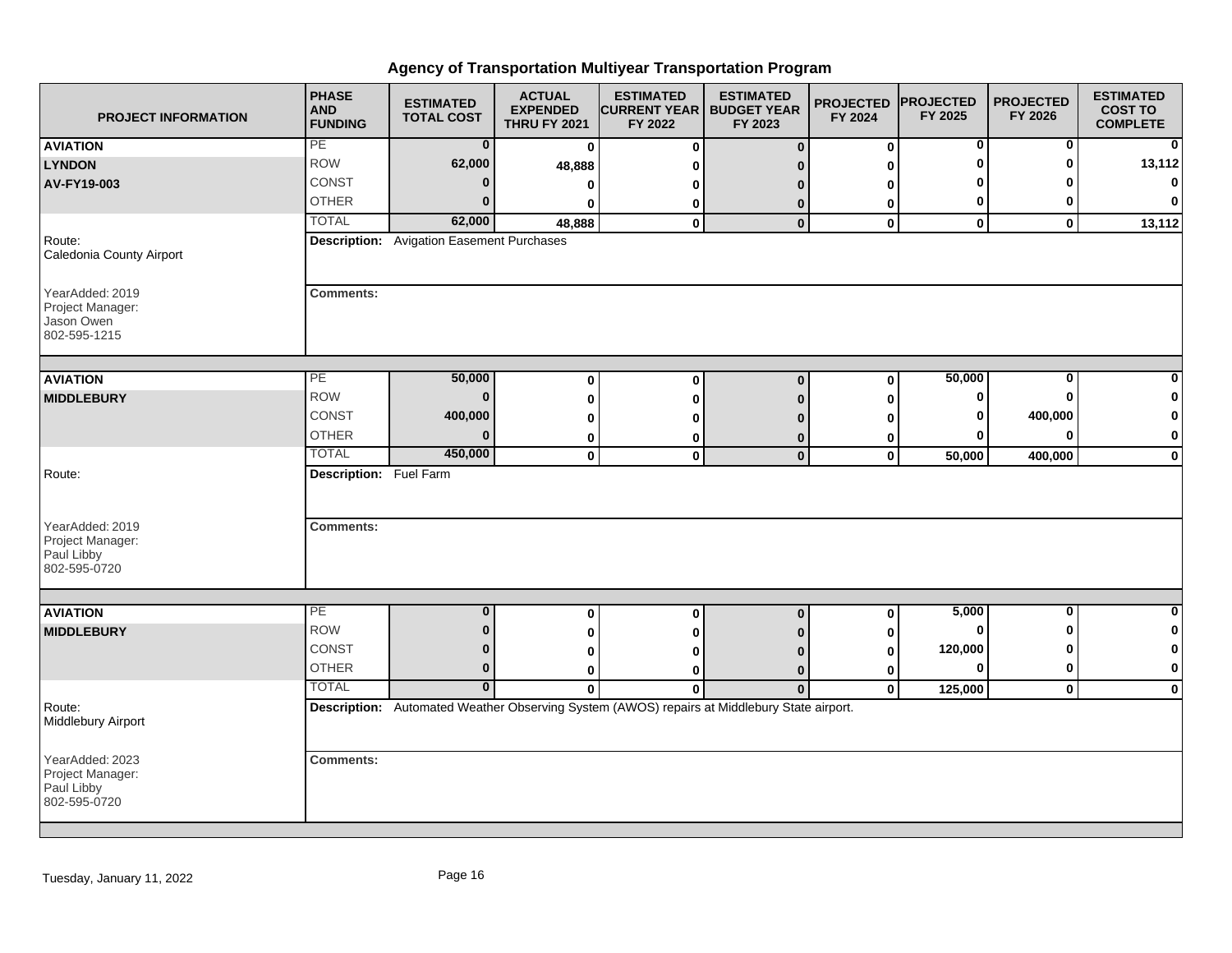# Agency of Transportation Multiyear Transportation Program

| PROJECT INFORMATION | PHASE AND FUNDING | ESTIMATED TOTAL COST | ACTUAL EXPENDED THRU FY 2021 | ESTIMATED CURRENT YEAR FY 2022 | ESTIMATED BUDGET YEAR FY 2023 | PROJECTED FY 2024 | PROJECTED FY 2025 | PROJECTED FY 2026 | ESTIMATED COST TO COMPLETE |
|---|---|---|---|---|---|---|---|---|---|
| **AVIATION** | PE | **0** | **0** | **0** | **0** | **0** | **0** | **0** | **0** |
| **LYNDON** | ROW | **62,000** | **48,888** | **0** | **0** | **0** | **0** | **0** | **13,112** |
| **AV-FY19-003** | CONST | **0** | **0** | **0** | **0** | **0** | **0** | **0** | **0** |
| | OTHER | **0** | **0** | **0** | **0** | **0** | **0** | **0** | **0** |
| | TOTAL | **62,000** | **48,888** | **0** | **0** | **0** | **0** | **0** | **13,112** |
| Route: Caledonia County Airport | **Description:** Avigation Easement Purchases | | | | | | | | |
| YearAdded: 2019 Project Manager: Jason Owen 802-595-1215 | **Comments:** | | | | | | | | |
| **AVIATION** | PE | **50,000** | **0** | **0** | **0** | **0** | **50,000** | **0** | **0** |
| **MIDDLEBURY** | ROW | **0** | **0** | **0** | **0** | **0** | **0** | **0** | **0** |
| | CONST | **400,000** | **0** | **0** | **0** | **0** | **0** | **400,000** | **0** |
| | OTHER | **0** | **0** | **0** | **0** | **0** | **0** | **0** | **0** |
| | TOTAL | **450,000** | **0** | **0** | **0** | **0** | **50,000** | **400,000** | **0** |
| Route: | **Description:** Fuel Farm | | | | | | | | |
| YearAdded: 2019 Project Manager: Paul Libby 802-595-0720 | **Comments:** | | | | | | | | |
| **AVIATION** | PE | **0** | **0** | **0** | **0** | **0** | **5,000** | **0** | **0** |
| **MIDDLEBURY** | ROW | **0** | **0** | **0** | **0** | **0** | **0** | **0** | **0** |
| | CONST | **0** | **0** | **0** | **0** | **0** | **120,000** | **0** | **0** |
| | OTHER | **0** | **0** | **0** | **0** | **0** | **0** | **0** | **0** |
| | TOTAL | **0** | **0** | **0** | **0** | **0** | **125,000** | **0** | **0** |
| Route: Middlebury Airport | **Description:** Automated Weather Observing System (AWOS) repairs at Middlebury State airport. | | | | | | | | |
| YearAdded: 2023 Project Manager: Paul Libby 802-595-0720 | **Comments:** | | | | | | | | |

Tuesday, January 11, 2022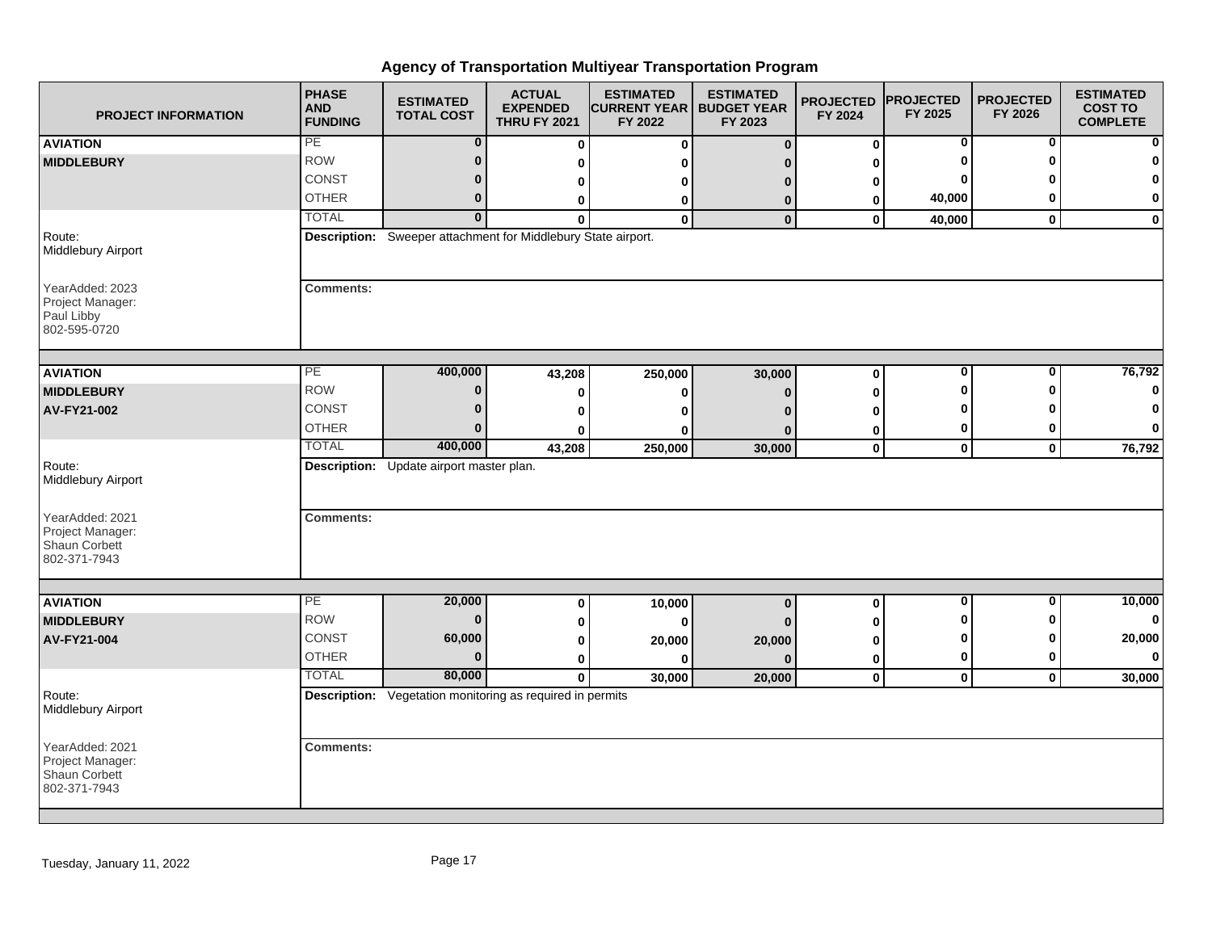# Agency of Transportation Multiyear Transportation Program

| PROJECT INFORMATION | PHASE AND FUNDING | ESTIMATED TOTAL COST | ACTUAL EXPENDED THRU FY 2021 | ESTIMATED CURRENT YEAR FY 2022 | ESTIMATED BUDGET YEAR FY 2023 | PROJECTED FY 2024 | PROJECTED FY 2025 | PROJECTED FY 2026 | ESTIMATED COST TO COMPLETE |
|---|---|---|---|---|---|---|---|---|---|
| **AVIATION** | PE | 0 | 0 | 0 | 0 | 0 | 0 | 0 | 0 |
| **MIDDLEBURY** | ROW | 0 | 0 | 0 | 0 | 0 | 0 | 0 | 0 |
| | CONST | 0 | 0 | 0 | 0 | 0 | 0 | 0 | 0 |
| | OTHER | 0 | 0 | 0 | 0 | 0 | 40,000 | 0 | 0 |
| | TOTAL | 0 | 0 | 0 | 0 | 0 | 40,000 | 0 | 0 |
| Route: Middlebury Airport | **Description:** Sweeper attachment for Middlebury State airport. | | | | | | | | |
| YearAdded: 2023<br>Project Manager:<br>Paul Libby<br>802-595-0720 | **Comments:** | | | | | | | | |
| **AVIATION** | PE | 400,000 | 43,208 | 250,000 | 30,000 | 0 | 0 | 0 | 76,792 |
| **MIDDLEBURY** | ROW | 0 | 0 | 0 | 0 | 0 | 0 | 0 | 0 |
| **AV-FY21-002** | CONST | 0 | 0 | 0 | 0 | 0 | 0 | 0 | 0 |
| | OTHER | 0 | 0 | 0 | 0 | 0 | 0 | 0 | 0 |
| | TOTAL | 400,000 | 43,208 | 250,000 | 30,000 | 0 | 0 | 0 | 76,792 |
| Route: Middlebury Airport | **Description:** Update airport master plan. | | | | | | | | |
| YearAdded: 2021<br>Project Manager:<br>Shaun Corbett<br>802-371-7943 | **Comments:** | | | | | | | | |
| **AVIATION** | PE | 20,000 | 0 | 10,000 | 0 | 0 | 0 | 0 | 10,000 |
| **MIDDLEBURY** | ROW | 0 | 0 | 0 | 0 | 0 | 0 | 0 | 0 |
| **AV-FY21-004** | CONST | 60,000 | 0 | 20,000 | 20,000 | 0 | 0 | 0 | 20,000 |
| | OTHER | 0 | 0 | 0 | 0 | 0 | 0 | 0 | 0 |
| | TOTAL | 80,000 | 0 | 30,000 | 20,000 | 0 | 0 | 0 | 30,000 |
| Route: Middlebury Airport | **Description:** Vegetation monitoring as required in permits | | | | | | | | |
| YearAdded: 2021<br>Project Manager:<br>Shaun Corbett<br>802-371-7943 | **Comments:** | | | | | | | | |

Tuesday, January 11, 2022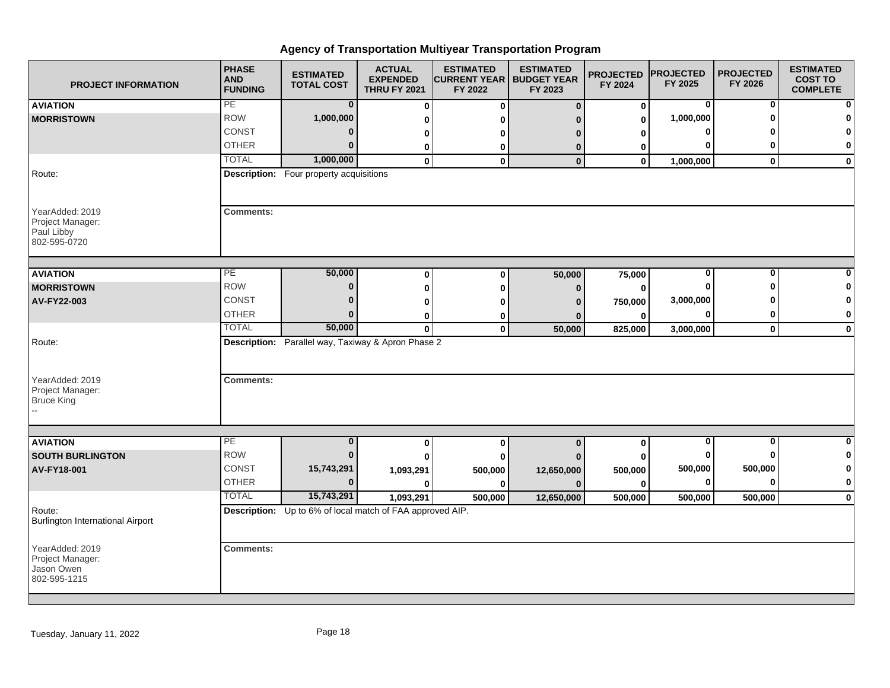# Agency of Transportation Multiyear Transportation Program

| PROJECT INFORMATION | PHASE AND FUNDING | ESTIMATED TOTAL COST | ACTUAL EXPENDED THRU FY 2021 | ESTIMATED CURRENT YEAR FY 2022 | ESTIMATED BUDGET YEAR FY 2023 | PROJECTED FY 2024 | PROJECTED FY 2025 | PROJECTED FY 2026 | ESTIMATED COST TO COMPLETE |
|---|---|---|---|---|---|---|---|---|---|
| **AVIATION** | PE | 0 | 0 | 0 | 0 | 0 | 0 | 0 | 0 |
| **MORRISTOWN** | ROW | 1,000,000 | 0 | 0 | 0 | 0 | 1,000,000 | 0 | 0 |
| | CONST | 0 | 0 | 0 | 0 | 0 | 0 | 0 | 0 |
| | OTHER | 0 | 0 | 0 | 0 | 0 | 0 | 0 | 0 |
| | TOTAL | 1,000,000 | 0 | 0 | 0 | 0 | 1,000,000 | 0 | 0 |
| Route: | **Description:** Four property acquisitions | | | | | | | | |
| YearAdded: 2019<br>Project Manager:<br>Paul Libby<br>802-595-0720 | **Comments:** | | | | | | | | |
| **AVIATION** | PE | 50,000 | 0 | 0 | 50,000 | 75,000 | 0 | 0 | 0 |
| **MORRISTOWN** | ROW | 0 | 0 | 0 | 0 | 0 | 0 | 0 | 0 |
| **AV-FY22-003** | CONST | 0 | 0 | 0 | 0 | 750,000 | 3,000,000 | 0 | 0 |
| | OTHER | 0 | 0 | 0 | 0 | 0 | 0 | 0 | 0 |
| | TOTAL | 50,000 | 0 | 0 | 50,000 | 825,000 | 3,000,000 | 0 | 0 |
| Route: | **Description:** Parallel way, Taxiway & Apron Phase 2 | | | | | | | | |
| YearAdded: 2019<br>Project Manager:<br>Bruce King<br>-- | **Comments:** | | | | | | | | |
| **AVIATION** | PE | 0 | 0 | 0 | 0 | 0 | 0 | 0 | 0 |
| **SOUTH BURLINGTON** | ROW | 0 | 0 | 0 | 0 | 0 | 0 | 0 | 0 |
| **AV-FY18-001** | CONST | 15,743,291 | 1,093,291 | 500,000 | 12,650,000 | 500,000 | 500,000 | 500,000 | 0 |
| | OTHER | 0 | 0 | 0 | 0 | 0 | 0 | 0 | 0 |
| | TOTAL | 15,743,291 | 1,093,291 | 500,000 | 12,650,000 | 500,000 | 500,000 | 500,000 | 0 |
| Route:<br>Burlington International Airport | **Description:** Up to 6% of local match of FAA approved AIP. | | | | | | | | |
| YearAdded: 2019<br>Project Manager:<br>Jason Owen<br>802-595-1215 | **Comments:** | | | | | | | | |

Tuesday, January 11, 2022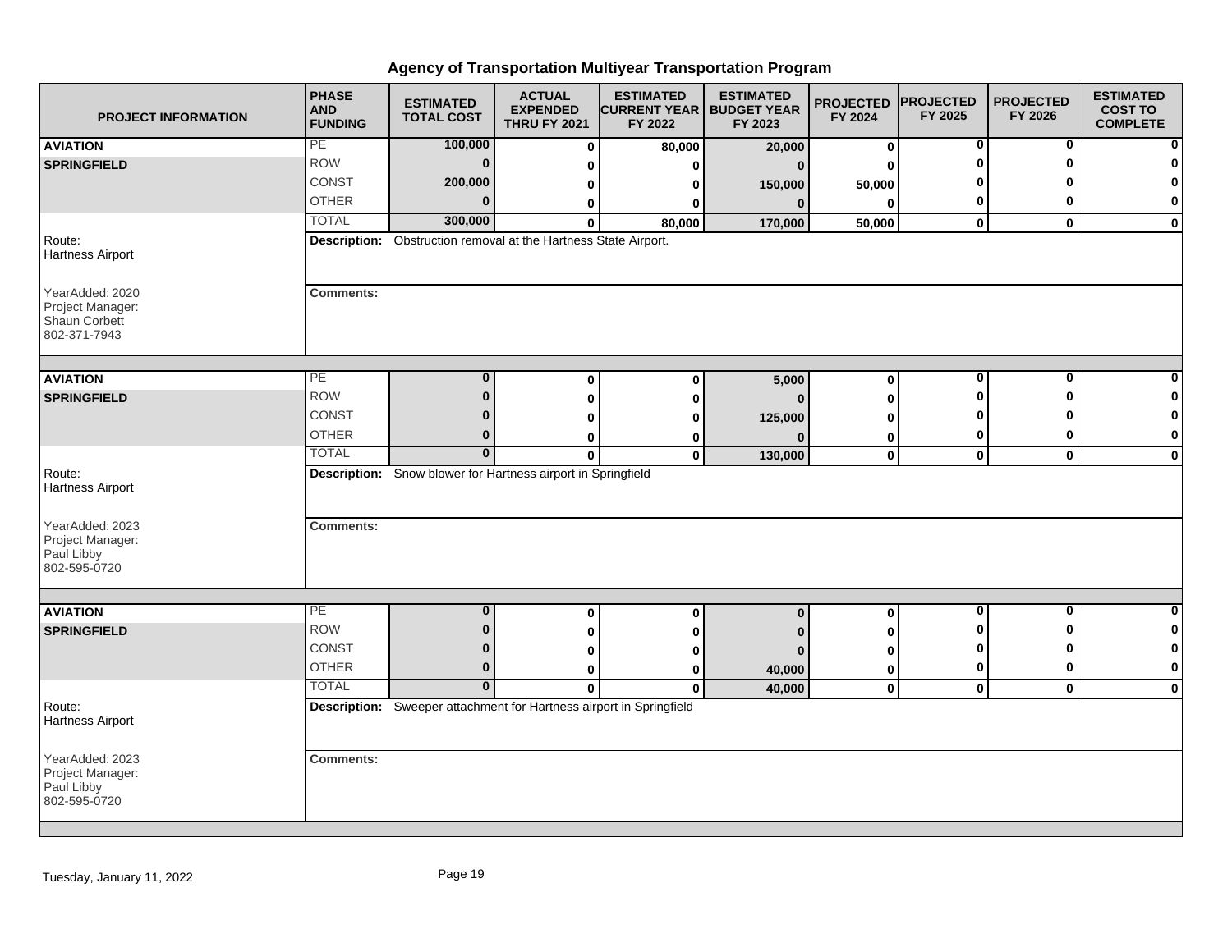# Agency of Transportation Multiyear Transportation Program

| PROJECT INFORMATION | PHASE AND FUNDING | ESTIMATED TOTAL COST | ACTUAL EXPENDED THRU FY 2021 | ESTIMATED CURRENT YEAR FY 2022 | ESTIMATED BUDGET YEAR FY 2023 | PROJECTED FY 2024 | PROJECTED FY 2025 | PROJECTED FY 2026 | ESTIMATED COST TO COMPLETE |
|---|---|---|---|---|---|---|---|---|---|
| **AVIATION** | PE | **100,000** | **0** | **80,000** | **20,000** | **0** | **0** | **0** | **0** |
| **SPRINGFIELD** | ROW | **0** | **0** | **0** | **0** | **0** | **0** | **0** | **0** |
| | CONST | **200,000** | **0** | **0** | **150,000** | **50,000** | **0** | **0** | **0** |
| | OTHER | **0** | **0** | **0** | **0** | **0** | **0** | **0** | **0** |
| | TOTAL | **300,000** | **0** | **80,000** | **170,000** | **50,000** | **0** | **0** | **0** |
| Route: Hartness Airport | **Description:** Obstruction removal at the Hartness State Airport. | | | | | | | | |
| YearAdded: 2020 Project Manager: Shaun Corbett 802-371-7943 | **Comments:** | | | | | | | | |
| **AVIATION** | PE | **0** | **0** | **0** | **5,000** | **0** | **0** | **0** | **0** |
| **SPRINGFIELD** | ROW | **0** | **0** | **0** | **0** | **0** | **0** | **0** | **0** |
| | CONST | **0** | **0** | **0** | **125,000** | **0** | **0** | **0** | **0** |
| | OTHER | **0** | **0** | **0** | **0** | **0** | **0** | **0** | **0** |
| | TOTAL | **0** | **0** | **0** | **130,000** | **0** | **0** | **0** | **0** |
| Route: Hartness Airport | **Description:** Snow blower for Hartness airport in Springfield | | | | | | | | |
| YearAdded: 2023 Project Manager: Paul Libby 802-595-0720 | **Comments:** | | | | | | | | |
| **AVIATION** | PE | **0** | **0** | **0** | **0** | **0** | **0** | **0** | **0** |
| **SPRINGFIELD** | ROW | **0** | **0** | **0** | **0** | **0** | **0** | **0** | **0** |
| | CONST | **0** | **0** | **0** | **0** | **0** | **0** | **0** | **0** |
| | OTHER | **0** | **0** | **0** | **40,000** | **0** | **0** | **0** | **0** |
| | TOTAL | **0** | **0** | **0** | **40,000** | **0** | **0** | **0** | **0** |
| Route: Hartness Airport | **Description:** Sweeper attachment for Hartness airport in Springfield | | | | | | | | |
| YearAdded: 2023 Project Manager: Paul Libby 802-595-0720 | **Comments:** | | | | | | | | |

Tuesday, January 11, 2022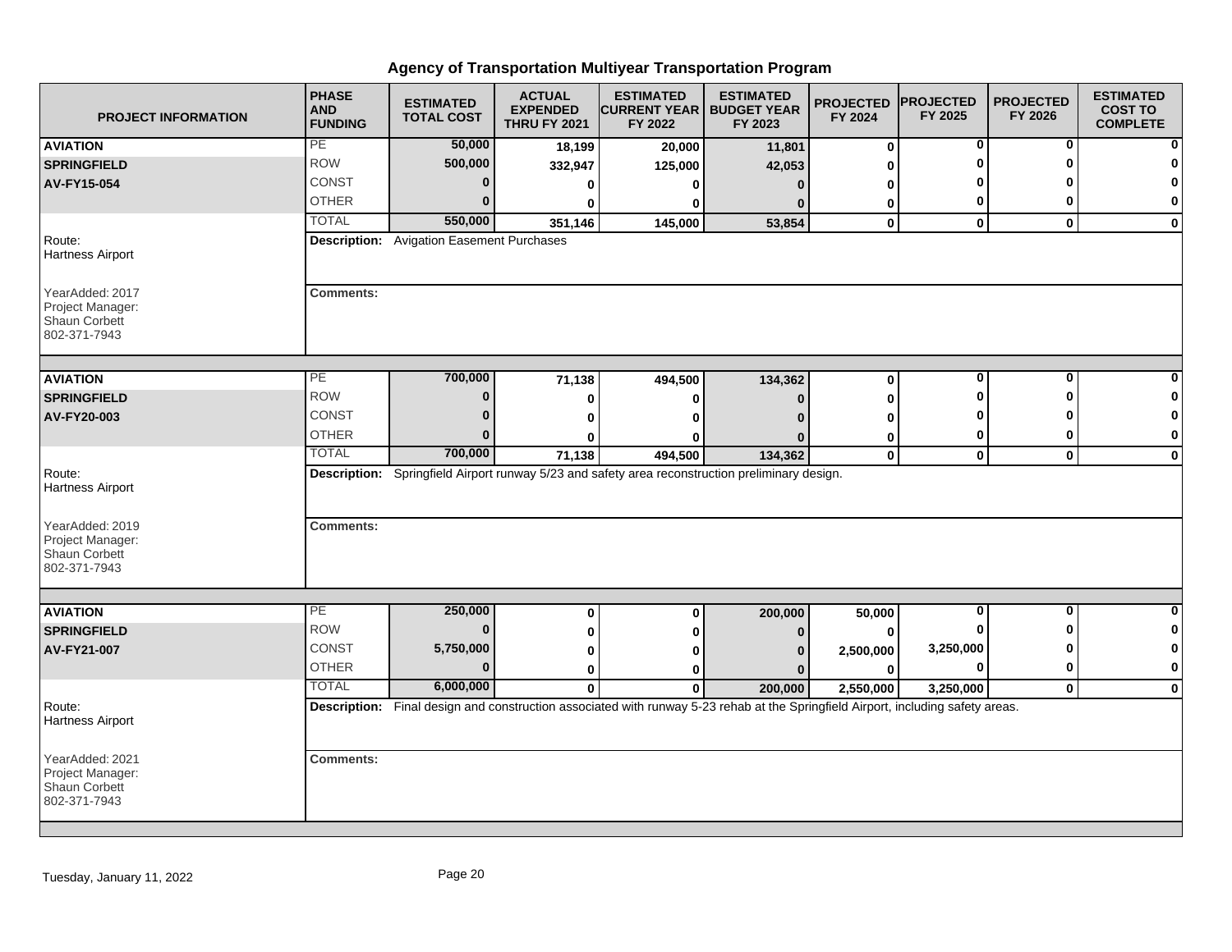# Agency of Transportation Multiyear Transportation Program

| PROJECT INFORMATION | PHASE AND FUNDING | ESTIMATED TOTAL COST | ACTUAL EXPENDED THRU FY 2021 | ESTIMATED CURRENT YEAR FY 2022 | ESTIMATED BUDGET YEAR FY 2023 | PROJECTED FY 2024 | PROJECTED FY 2025 | PROJECTED FY 2026 | ESTIMATED COST TO COMPLETE |
|---|---|---|---|---|---|---|---|---|---|
| **AVIATION** | PE | 50,000 | 18,199 | 20,000 | 11,801 | 0 | 0 | 0 | 0 |
| **SPRINGFIELD** | ROW | 500,000 | 332,947 | 125,000 | 42,053 | 0 | 0 | 0 | 0 |
| **AV-FY15-054** | CONST | 0 | 0 | 0 | 0 | 0 | 0 | 0 | 0 |
| | OTHER | 0 | 0 | 0 | 0 | 0 | 0 | 0 | 0 |
| | TOTAL | 550,000 | 351,146 | 145,000 | 53,854 | 0 | 0 | 0 | 0 |
| Route: Hartness Airport | **Description:** Avigation Easement Purchases | | | | | | | | |
| YearAdded: 2017 Project Manager: Shaun Corbett 802-371-7943 | **Comments:** | | | | | | | | |
| **AVIATION** | PE | 700,000 | 71,138 | 494,500 | 134,362 | 0 | 0 | 0 | 0 |
| **SPRINGFIELD** | ROW | 0 | 0 | 0 | 0 | 0 | 0 | 0 | 0 |
| **AV-FY20-003** | CONST | 0 | 0 | 0 | 0 | 0 | 0 | 0 | 0 |
| | OTHER | 0 | 0 | 0 | 0 | 0 | 0 | 0 | 0 |
| | TOTAL | 700,000 | 71,138 | 494,500 | 134,362 | 0 | 0 | 0 | 0 |
| Route: Hartness Airport | **Description:** Springfield Airport runway 5/23 and safety area reconstruction preliminary design. | | | | | | | | |
| YearAdded: 2019 Project Manager: Shaun Corbett 802-371-7943 | **Comments:** | | | | | | | | |
| **AVIATION** | PE | 250,000 | 0 | 0 | 200,000 | 50,000 | 0 | 0 | 0 |
| **SPRINGFIELD** | ROW | 0 | 0 | 0 | 0 | 0 | 0 | 0 | 0 |
| **AV-FY21-007** | CONST | 5,750,000 | 0 | 0 | 0 | 2,500,000 | 3,250,000 | 0 | 0 |
| | OTHER | 0 | 0 | 0 | 0 | 0 | 0 | 0 | 0 |
| | TOTAL | 6,000,000 | 0 | 0 | 200,000 | 2,550,000 | 3,250,000 | 0 | 0 |
| Route: Hartness Airport | **Description:** Final design and construction associated with runway 5-23 rehab at the Springfield Airport, including safety areas. | | | | | | | | |
| YearAdded: 2021 Project Manager: Shaun Corbett 802-371-7943 | **Comments:** | | | | | | | | |

Tuesday, January 11, 2022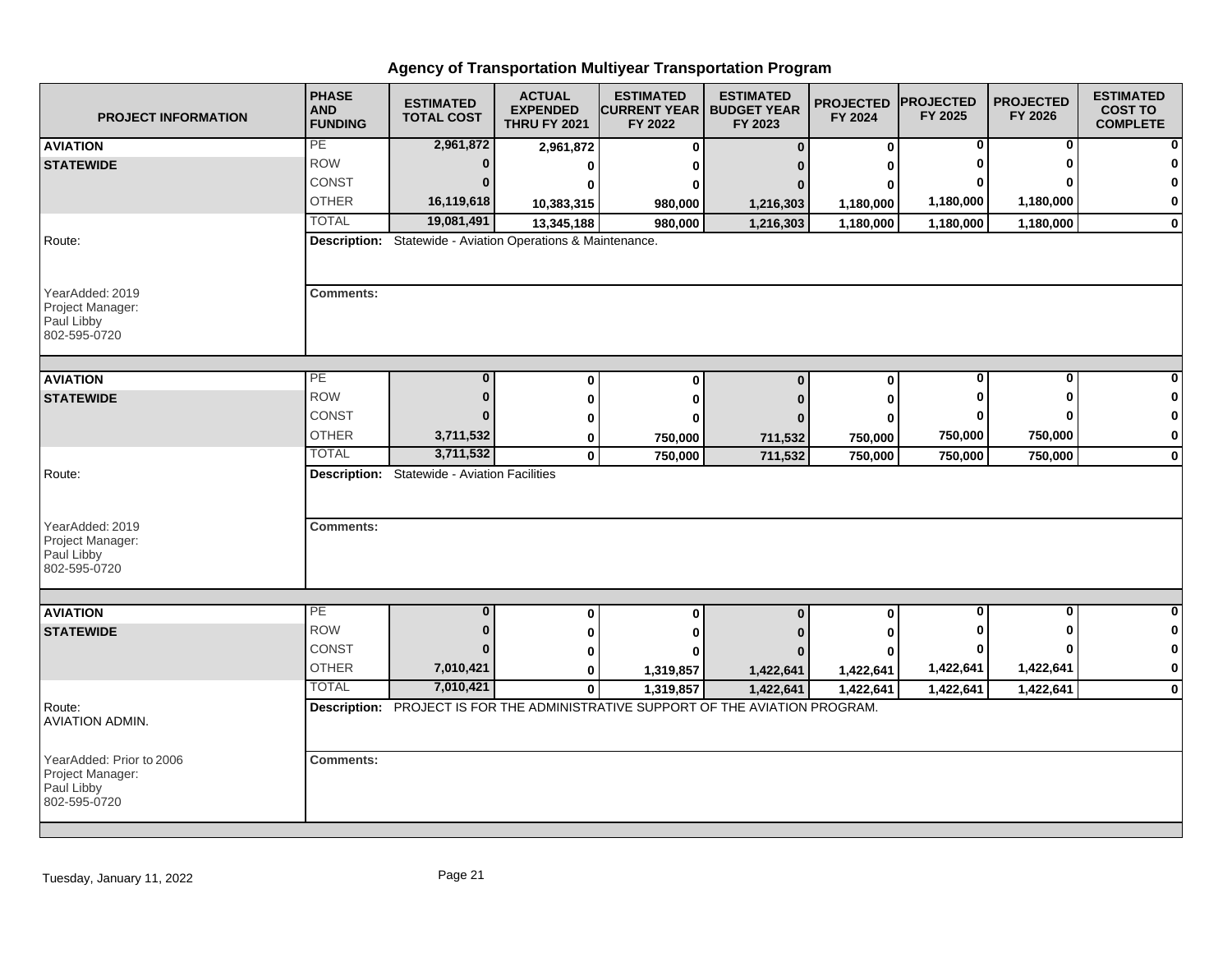# Agency of Transportation Multiyear Transportation Program

| PROJECT INFORMATION | PHASE AND FUNDING | ESTIMATED TOTAL COST | ACTUAL EXPENDED THRU FY 2021 | ESTIMATED CURRENT YEAR FY 2022 | ESTIMATED BUDGET YEAR FY 2023 | PROJECTED FY 2024 | PROJECTED FY 2025 | PROJECTED FY 2026 | ESTIMATED COST TO COMPLETE |
|---|---|---|---|---|---|---|---|---|---|
| **AVIATION** | PE | 2,961,872 | 2,961,872 | 0 | 0 | 0 | 0 | 0 | 0 |
| **STATEWIDE** | ROW | 0 | 0 | 0 | 0 | 0 | 0 | 0 | 0 |
| | CONST | 0 | 0 | 0 | 0 | 0 | 0 | 0 | 0 |
| | OTHER | 16,119,618 | 10,383,315 | 980,000 | 1,216,303 | 1,180,000 | 1,180,000 | 1,180,000 | 0 |
| | TOTAL | 19,081,491 | 13,345,188 | 980,000 | 1,216,303 | 1,180,000 | 1,180,000 | 1,180,000 | 0 |
| Route: | **Description:** Statewide - Aviation Operations & Maintenance. | | | | | | | | |
| YearAdded: 2019<br>Project Manager:<br>Paul Libby<br>802-595-0720 | **Comments:** | | | | | | | | |
| **AVIATION** | PE | 0 | 0 | 0 | 0 | 0 | 0 | 0 | 0 |
| **STATEWIDE** | ROW | 0 | 0 | 0 | 0 | 0 | 0 | 0 | 0 |
| | CONST | 0 | 0 | 0 | 0 | 0 | 0 | 0 | 0 |
| | OTHER | 3,711,532 | 0 | 750,000 | 711,532 | 750,000 | 750,000 | 750,000 | 0 |
| | TOTAL | 3,711,532 | 0 | 750,000 | 711,532 | 750,000 | 750,000 | 750,000 | 0 |
| Route: | **Description:** Statewide - Aviation Facilities | | | | | | | | |
| YearAdded: 2019<br>Project Manager:<br>Paul Libby<br>802-595-0720 | **Comments:** | | | | | | | | |
| **AVIATION** | PE | 0 | 0 | 0 | 0 | 0 | 0 | 0 | 0 |
| **STATEWIDE** | ROW | 0 | 0 | 0 | 0 | 0 | 0 | 0 | 0 |
| | CONST | 0 | 0 | 0 | 0 | 0 | 0 | 0 | 0 |
| | OTHER | 7,010,421 | 0 | 1,319,857 | 1,422,641 | 1,422,641 | 1,422,641 | 1,422,641 | 0 |
| | TOTAL | 7,010,421 | 0 | 1,319,857 | 1,422,641 | 1,422,641 | 1,422,641 | 1,422,641 | 0 |
| Route:<br>AVIATION ADMIN. | **Description:** PROJECT IS FOR THE ADMINISTRATIVE SUPPORT OF THE AVIATION PROGRAM. | | | | | | | | |
| YearAdded: Prior to 2006<br>Project Manager:<br>Paul Libby<br>802-595-0720 | **Comments:** | | | | | | | | |

Tuesday, January 11, 2022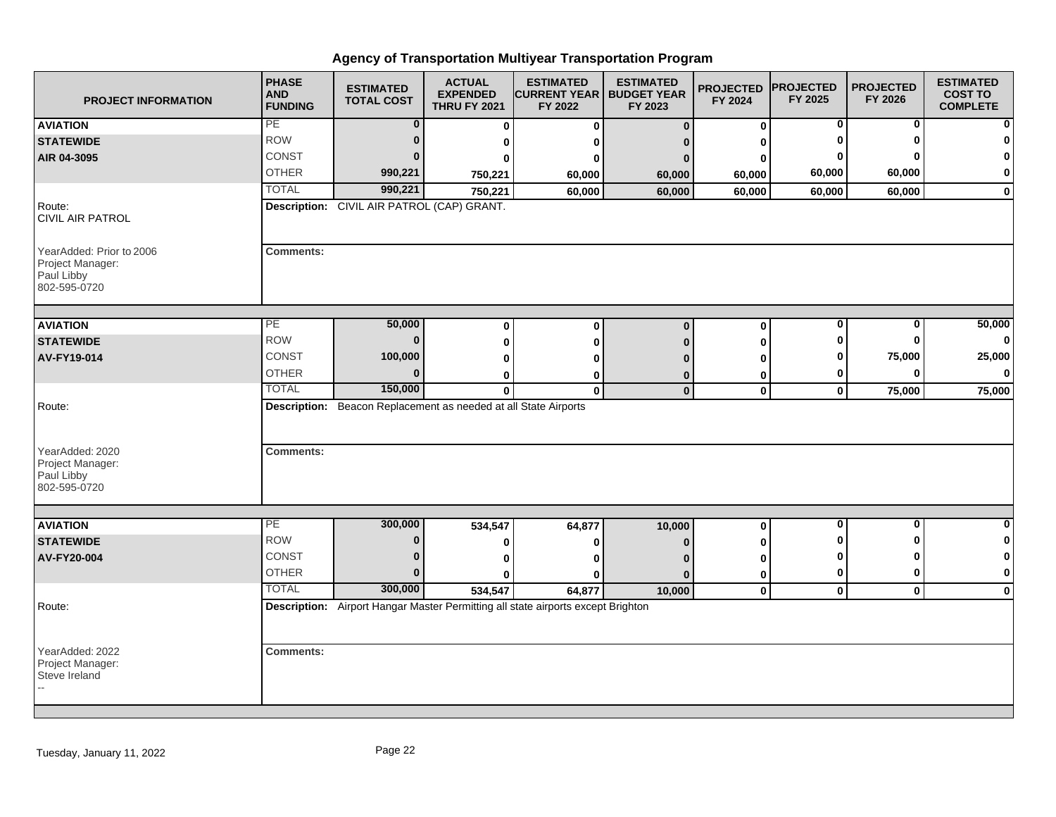# Agency of Transportation Multiyear Transportation Program

| PROJECT INFORMATION | PHASE AND FUNDING | ESTIMATED TOTAL COST | ACTUAL EXPENDED THRU FY 2021 | ESTIMATED CURRENT YEAR FY 2022 | ESTIMATED BUDGET YEAR FY 2023 | PROJECTED FY 2024 | PROJECTED FY 2025 | PROJECTED FY 2026 | ESTIMATED COST TO COMPLETE |
|---|---|---|---|---|---|---|---|---|---|
| **AVIATION** | PE | **0** | **0** | **0** | **0** | **0** | **0** | **0** | **0** |
| **STATEWIDE** | ROW | **0** | **0** | **0** | **0** | **0** | **0** | **0** | **0** |
| **AIR 04-3095** | CONST | **0** | **0** | **0** | **0** | **0** | **0** | **0** | **0** |
| | OTHER | **990,221** | **750,221** | **60,000** | **60,000** | **60,000** | **60,000** | **60,000** | **0** |
| | TOTAL | **990,221** | **750,221** | **60,000** | **60,000** | **60,000** | **60,000** | **60,000** | **0** |

Route: CIVIL AIR PATROL

**Description:** CIVIL AIR PATROL (CAP) GRANT.

YearAdded: Prior to 2006
Project Manager: Paul Libby
802-595-0720

**Comments:**

| PROJECT INFORMATION | PHASE AND FUNDING | ESTIMATED TOTAL COST | ACTUAL EXPENDED THRU FY 2021 | ESTIMATED CURRENT YEAR FY 2022 | ESTIMATED BUDGET YEAR FY 2023 | PROJECTED FY 2024 | PROJECTED FY 2025 | PROJECTED FY 2026 | ESTIMATED COST TO COMPLETE |
|---|---|---|---|---|---|---|---|---|---|
| **AVIATION** | PE | **50,000** | **0** | **0** | **0** | **0** | **0** | **0** | **50,000** |
| **STATEWIDE** | ROW | **0** | **0** | **0** | **0** | **0** | **0** | **0** | **0** |
| **AV-FY19-014** | CONST | **100,000** | **0** | **0** | **0** | **0** | **0** | **75,000** | **25,000** |
| | OTHER | **0** | **0** | **0** | **0** | **0** | **0** | **0** | **0** |
| | TOTAL | **150,000** | **0** | **0** | **0** | **0** | **0** | **75,000** | **75,000** |

Route:

**Description:** Beacon Replacement as needed at all State Airports

YearAdded: 2020
Project Manager: Paul Libby
802-595-0720

**Comments:**

| PROJECT INFORMATION | PHASE AND FUNDING | ESTIMATED TOTAL COST | ACTUAL EXPENDED THRU FY 2021 | ESTIMATED CURRENT YEAR FY 2022 | ESTIMATED BUDGET YEAR FY 2023 | PROJECTED FY 2024 | PROJECTED FY 2025 | PROJECTED FY 2026 | ESTIMATED COST TO COMPLETE |
|---|---|---|---|---|---|---|---|---|---|
| **AVIATION** | PE | **300,000** | **534,547** | **64,877** | **10,000** | **0** | **0** | **0** | **0** |
| **STATEWIDE** | ROW | **0** | **0** | **0** | **0** | **0** | **0** | **0** | **0** |
| **AV-FY20-004** | CONST | **0** | **0** | **0** | **0** | **0** | **0** | **0** | **0** |
| | OTHER | **0** | **0** | **0** | **0** | **0** | **0** | **0** | **0** |
| | TOTAL | **300,000** | **534,547** | **64,877** | **10,000** | **0** | **0** | **0** | **0** |

Route:

**Description:** Airport Hangar Master Permitting all state airports except Brighton

YearAdded: 2022
Project Manager: Steve Ireland
--

**Comments:**

Tuesday, January 11, 2022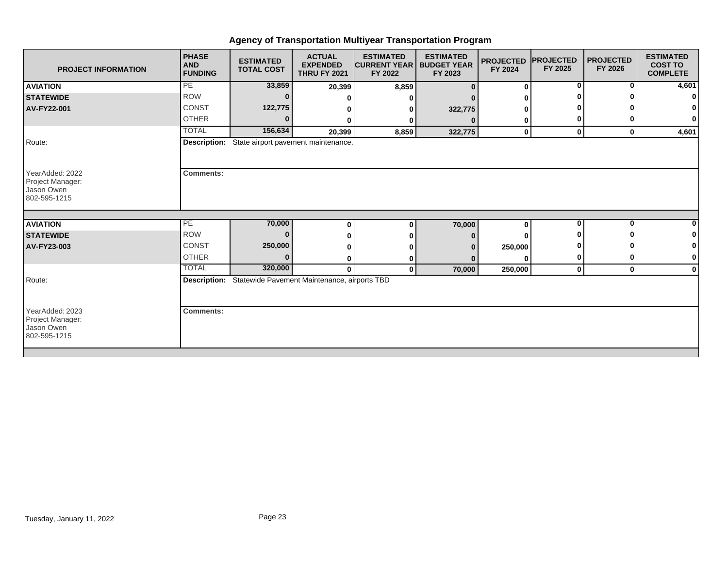# Agency of Transportation Multiyear Transportation Program

| PROJECT INFORMATION | PHASE AND FUNDING | ESTIMATED TOTAL COST | ACTUAL EXPENDED THRU FY 2021 | ESTIMATED CURRENT YEAR FY 2022 | ESTIMATED BUDGET YEAR FY 2023 | PROJECTED FY 2024 | PROJECTED FY 2025 | PROJECTED FY 2026 | ESTIMATED COST TO COMPLETE |
|---|---|---|---|---|---|---|---|---|---|
| **AVIATION** | PE | 33,859 | 20,399 | 8,859 | 0 | 0 | 0 | 0 | 4,601 |
| **STATEWIDE** | ROW | 0 | 0 | 0 | 0 | 0 | 0 | 0 | 0 |
| **AV-FY22-001** | CONST | 122,775 | 0 | 0 | 322,775 | 0 | 0 | 0 | 0 |
| | OTHER | 0 | 0 | 0 | 0 | 0 | 0 | 0 | 0 |
| | TOTAL | 156,634 | 20,399 | 8,859 | 322,775 | 0 | 0 | 0 | 4,601 |

Route:

**Description:** State airport pavement maintenance.

YearAdded: 2022
Project Manager:
Jason Owen
802-595-1215

**Comments:**

| PROJECT INFORMATION | PHASE AND FUNDING | ESTIMATED TOTAL COST | ACTUAL EXPENDED THRU FY 2021 | ESTIMATED CURRENT YEAR FY 2022 | ESTIMATED BUDGET YEAR FY 2023 | PROJECTED FY 2024 | PROJECTED FY 2025 | PROJECTED FY 2026 | ESTIMATED COST TO COMPLETE |
|---|---|---|---|---|---|---|---|---|---|
| **AVIATION** | PE | 70,000 | 0 | 0 | 70,000 | 0 | 0 | 0 | 0 |
| **STATEWIDE** | ROW | 0 | 0 | 0 | 0 | 0 | 0 | 0 | 0 |
| **AV-FY23-003** | CONST | 250,000 | 0 | 0 | 0 | 250,000 | 0 | 0 | 0 |
| | OTHER | 0 | 0 | 0 | 0 | 0 | 0 | 0 | 0 |
| | TOTAL | 320,000 | 0 | 0 | 70,000 | 250,000 | 0 | 0 | 0 |

Route:

**Description:** Statewide Pavement Maintenance, airports TBD

YearAdded: 2023
Project Manager:
Jason Owen
802-595-1215

**Comments:**

Tuesday, January 11, 2022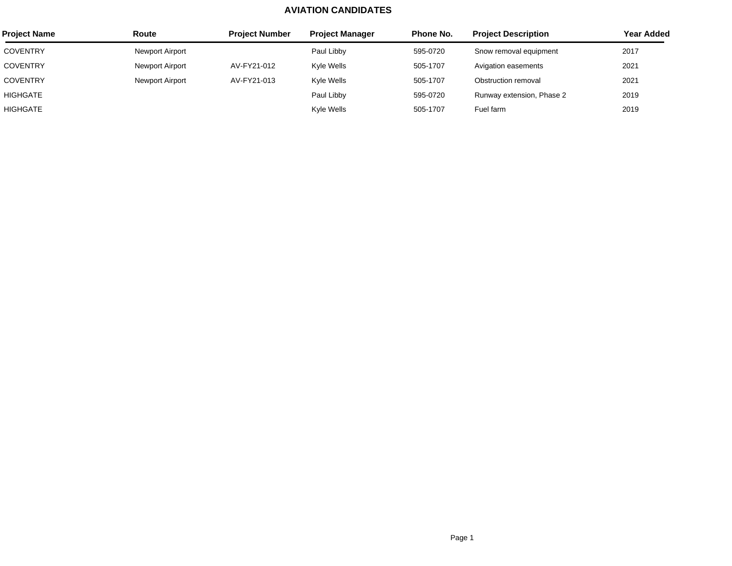# AVIATION CANDIDATES

| Project Name | Route | Project Number | Project Manager | Phone No. | Project Description | Year Added |
|---|---|---|---|---|---|---|
| COVENTRY | Newport Airport | | Paul Libby | 595-0720 | Snow removal equipment | 2017 |
| COVENTRY | Newport Airport | AV-FY21-012 | Kyle Wells | 505-1707 | Avigation easements | 2021 |
| COVENTRY | Newport Airport | AV-FY21-013 | Kyle Wells | 505-1707 | Obstruction removal | 2021 |
| HIGHGATE | | | Paul Libby | 595-0720 | Runway extension, Phase 2 | 2019 |
| HIGHGATE | | | Kyle Wells | 505-1707 | Fuel farm | 2019 |